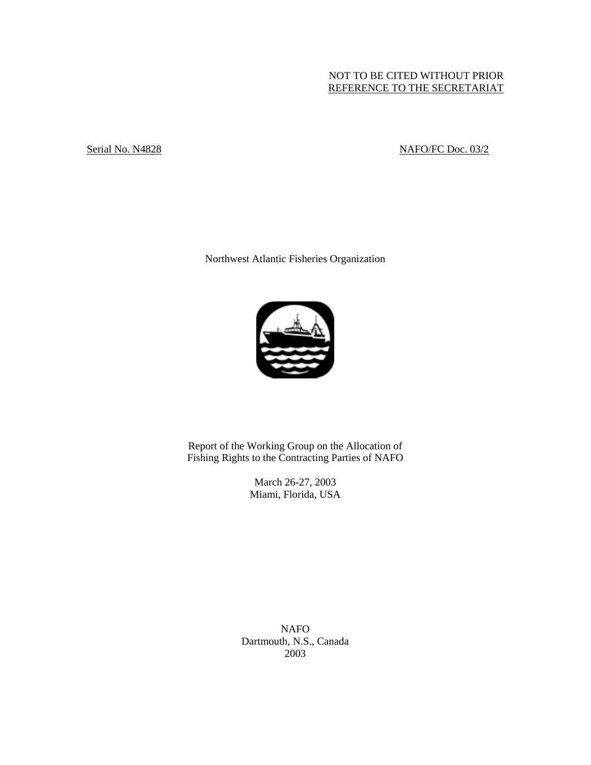NOT TO BE CITED WITHOUT PRIOR
REFERENCE TO THE SECRETARIAT

Serial No. N4828

NAFO/FC Doc. 03/2

Northwest Atlantic Fisheries Organization

# Report of the Working Group on the Allocation of Fishing Rights to the Contracting Parties of NAFO

March 26-27, 2003
Miami, Florida, USA

NAFO
Dartmouth, N.S., Canada
2003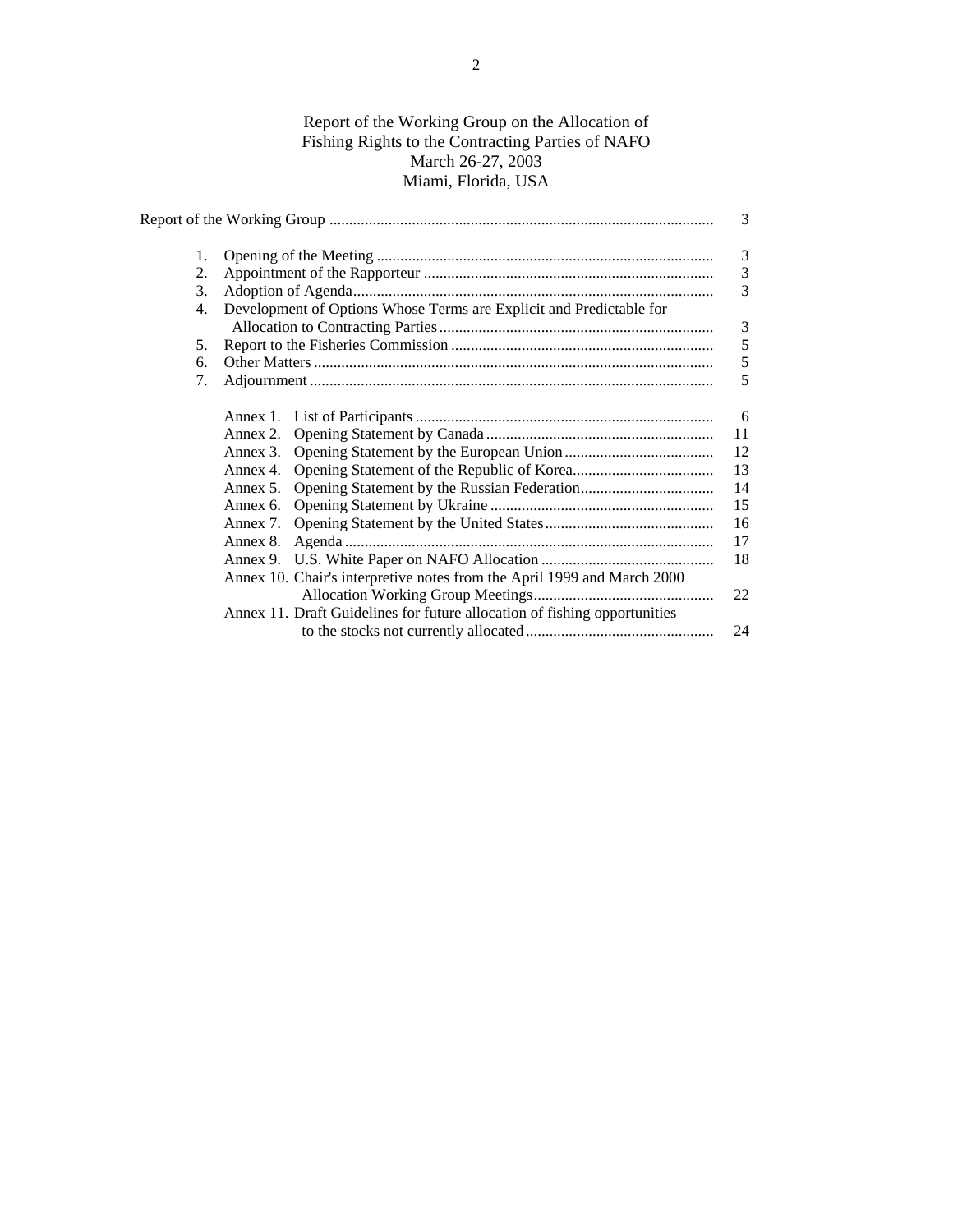# Report of the Working Group on the Allocation of Fishing Rights to the Contracting Parties of NAFO
March 26-27, 2003
Miami, Florida, USA

| | Page |
|---|---|
| Report of the Working Group | 3 |
| 1. Opening of the Meeting | 3 |
| 2. Appointment of the Rapporteur | 3 |
| 3. Adoption of Agenda | 3 |
| 4. Development of Options Whose Terms are Explicit and Predictable for Allocation to Contracting Parties | 3 |
| 5. Report to the Fisheries Commission | 5 |
| 6. Other Matters | 5 |
| 7. Adjournment | 5 |
| Annex 1. List of Participants | 6 |
| Annex 2. Opening Statement by Canada | 11 |
| Annex 3. Opening Statement by the European Union | 12 |
| Annex 4. Opening Statement of the Republic of Korea | 13 |
| Annex 5. Opening Statement by the Russian Federation | 14 |
| Annex 6. Opening Statement by Ukraine | 15 |
| Annex 7. Opening Statement by the United States | 16 |
| Annex 8. Agenda | 17 |
| Annex 9. U.S. White Paper on NAFO Allocation | 18 |
| Annex 10. Chair's interpretive notes from the April 1999 and March 2000 Allocation Working Group Meetings | 22 |
| Annex 11. Draft Guidelines for future allocation of fishing opportunities to the stocks not currently allocated | 24 |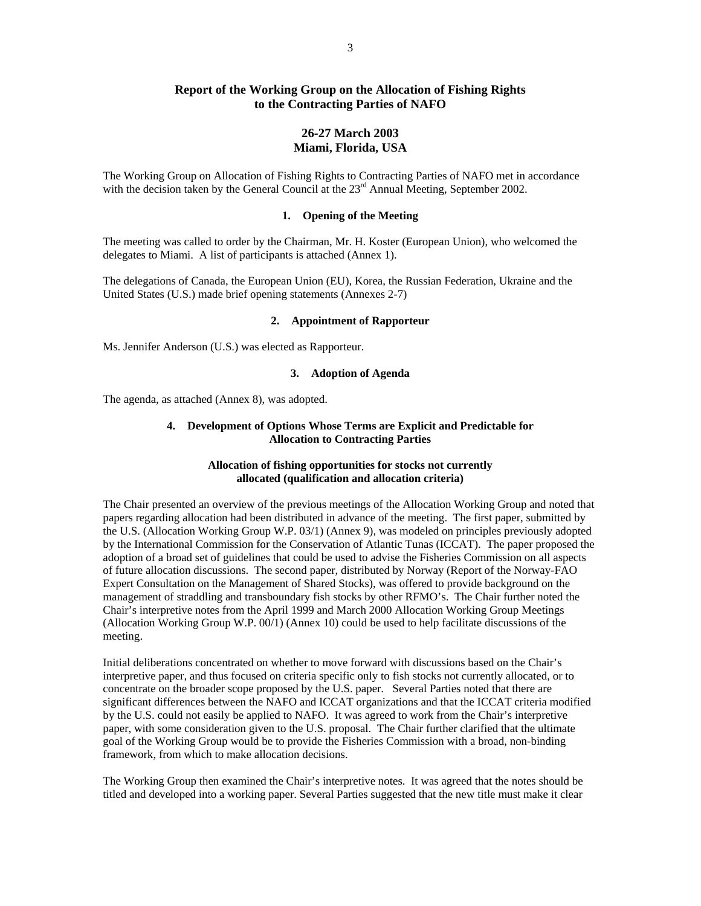# Report of the Working Group on the Allocation of Fishing Rights to the Contracting Parties of NAFO

## 26-27 March 2003
## Miami, Florida, USA

The Working Group on Allocation of Fishing Rights to Contracting Parties of NAFO met in accordance with the decision taken by the General Council at the 23rd Annual Meeting, September 2002.

### 1. Opening of the Meeting

The meeting was called to order by the Chairman, Mr. H. Koster (European Union), who welcomed the delegates to Miami. A list of participants is attached (Annex 1).

The delegations of Canada, the European Union (EU), Korea, the Russian Federation, Ukraine and the United States (U.S.) made brief opening statements (Annexes 2-7)

### 2. Appointment of Rapporteur

Ms. Jennifer Anderson (U.S.) was elected as Rapporteur.

### 3. Adoption of Agenda

The agenda, as attached (Annex 8), was adopted.

### 4. Development of Options Whose Terms are Explicit and Predictable for Allocation to Contracting Parties

#### Allocation of fishing opportunities for stocks not currently allocated (qualification and allocation criteria)

The Chair presented an overview of the previous meetings of the Allocation Working Group and noted that papers regarding allocation had been distributed in advance of the meeting. The first paper, submitted by the U.S. (Allocation Working Group W.P. 03/1) (Annex 9), was modeled on principles previously adopted by the International Commission for the Conservation of Atlantic Tunas (ICCAT). The paper proposed the adoption of a broad set of guidelines that could be used to advise the Fisheries Commission on all aspects of future allocation discussions. The second paper, distributed by Norway (Report of the Norway-FAO Expert Consultation on the Management of Shared Stocks), was offered to provide background on the management of straddling and transboundary fish stocks by other RFMO's. The Chair further noted the Chair's interpretive notes from the April 1999 and March 2000 Allocation Working Group Meetings (Allocation Working Group W.P. 00/1) (Annex 10) could be used to help facilitate discussions of the meeting.

Initial deliberations concentrated on whether to move forward with discussions based on the Chair's interpretive paper, and thus focused on criteria specific only to fish stocks not currently allocated, or to concentrate on the broader scope proposed by the U.S. paper. Several Parties noted that there are significant differences between the NAFO and ICCAT organizations and that the ICCAT criteria modified by the U.S. could not easily be applied to NAFO. It was agreed to work from the Chair's interpretive paper, with some consideration given to the U.S. proposal. The Chair further clarified that the ultimate goal of the Working Group would be to provide the Fisheries Commission with a broad, non-binding framework, from which to make allocation decisions.

The Working Group then examined the Chair's interpretive notes. It was agreed that the notes should be titled and developed into a working paper. Several Parties suggested that the new title must make it clear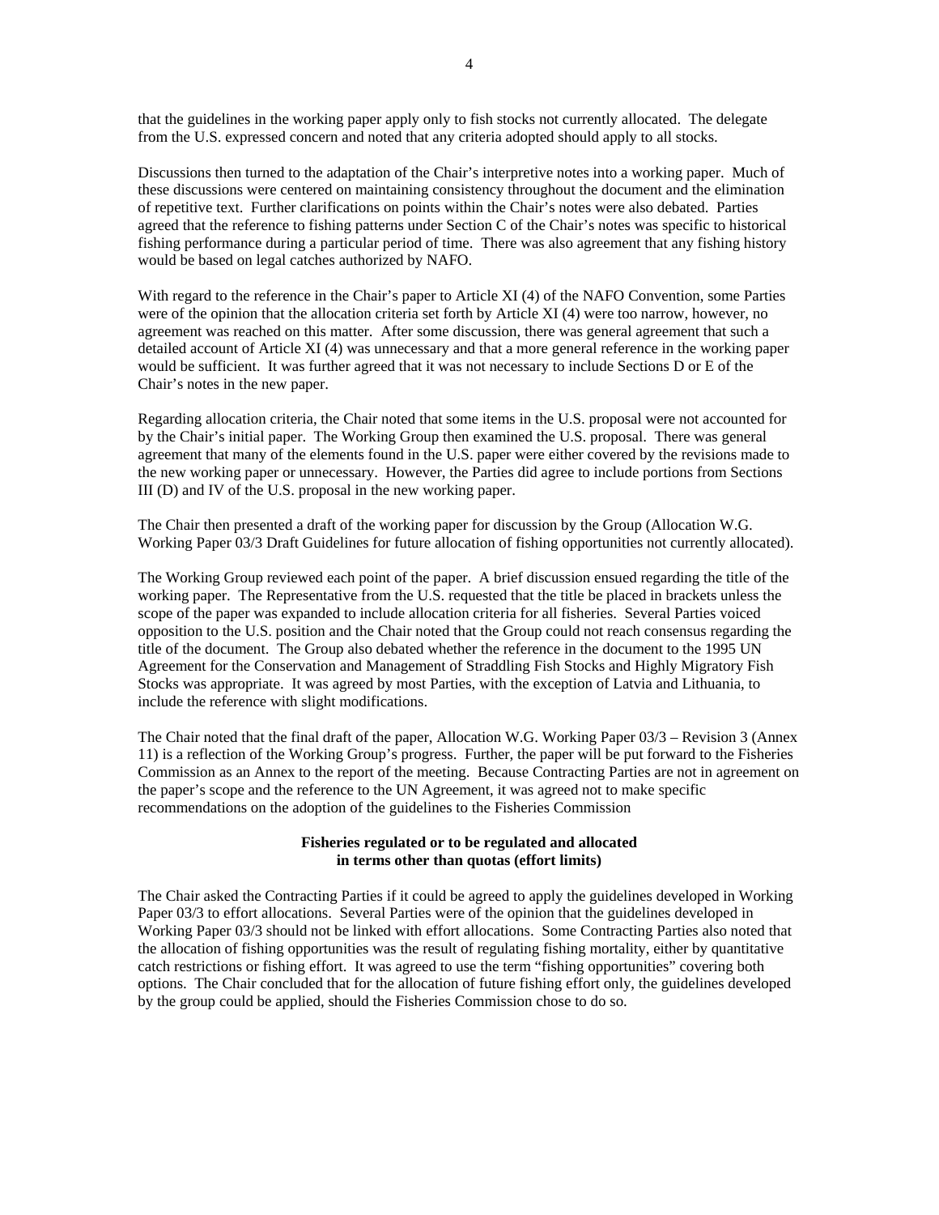that the guidelines in the working paper apply only to fish stocks not currently allocated. The delegate from the U.S. expressed concern and noted that any criteria adopted should apply to all stocks.

Discussions then turned to the adaptation of the Chair's interpretive notes into a working paper. Much of these discussions were centered on maintaining consistency throughout the document and the elimination of repetitive text. Further clarifications on points within the Chair's notes were also debated. Parties agreed that the reference to fishing patterns under Section C of the Chair's notes was specific to historical fishing performance during a particular period of time. There was also agreement that any fishing history would be based on legal catches authorized by NAFO.

With regard to the reference in the Chair's paper to Article XI (4) of the NAFO Convention, some Parties were of the opinion that the allocation criteria set forth by Article XI (4) were too narrow, however, no agreement was reached on this matter. After some discussion, there was general agreement that such a detailed account of Article XI (4) was unnecessary and that a more general reference in the working paper would be sufficient. It was further agreed that it was not necessary to include Sections D or E of the Chair's notes in the new paper.

Regarding allocation criteria, the Chair noted that some items in the U.S. proposal were not accounted for by the Chair's initial paper. The Working Group then examined the U.S. proposal. There was general agreement that many of the elements found in the U.S. paper were either covered by the revisions made to the new working paper or unnecessary. However, the Parties did agree to include portions from Sections III (D) and IV of the U.S. proposal in the new working paper.

The Chair then presented a draft of the working paper for discussion by the Group (Allocation W.G. Working Paper 03/3 Draft Guidelines for future allocation of fishing opportunities not currently allocated).

The Working Group reviewed each point of the paper. A brief discussion ensued regarding the title of the working paper. The Representative from the U.S. requested that the title be placed in brackets unless the scope of the paper was expanded to include allocation criteria for all fisheries. Several Parties voiced opposition to the U.S. position and the Chair noted that the Group could not reach consensus regarding the title of the document. The Group also debated whether the reference in the document to the 1995 UN Agreement for the Conservation and Management of Straddling Fish Stocks and Highly Migratory Fish Stocks was appropriate. It was agreed by most Parties, with the exception of Latvia and Lithuania, to include the reference with slight modifications.

The Chair noted that the final draft of the paper, Allocation W.G. Working Paper 03/3 – Revision 3 (Annex 11) is a reflection of the Working Group's progress. Further, the paper will be put forward to the Fisheries Commission as an Annex to the report of the meeting. Because Contracting Parties are not in agreement on the paper's scope and the reference to the UN Agreement, it was agreed not to make specific recommendations on the adoption of the guidelines to the Fisheries Commission

**Fisheries regulated or to be regulated and allocated in terms other than quotas (effort limits)**

The Chair asked the Contracting Parties if it could be agreed to apply the guidelines developed in Working Paper 03/3 to effort allocations. Several Parties were of the opinion that the guidelines developed in Working Paper 03/3 should not be linked with effort allocations. Some Contracting Parties also noted that the allocation of fishing opportunities was the result of regulating fishing mortality, either by quantitative catch restrictions or fishing effort. It was agreed to use the term "fishing opportunities" covering both options. The Chair concluded that for the allocation of future fishing effort only, the guidelines developed by the group could be applied, should the Fisheries Commission chose to do so.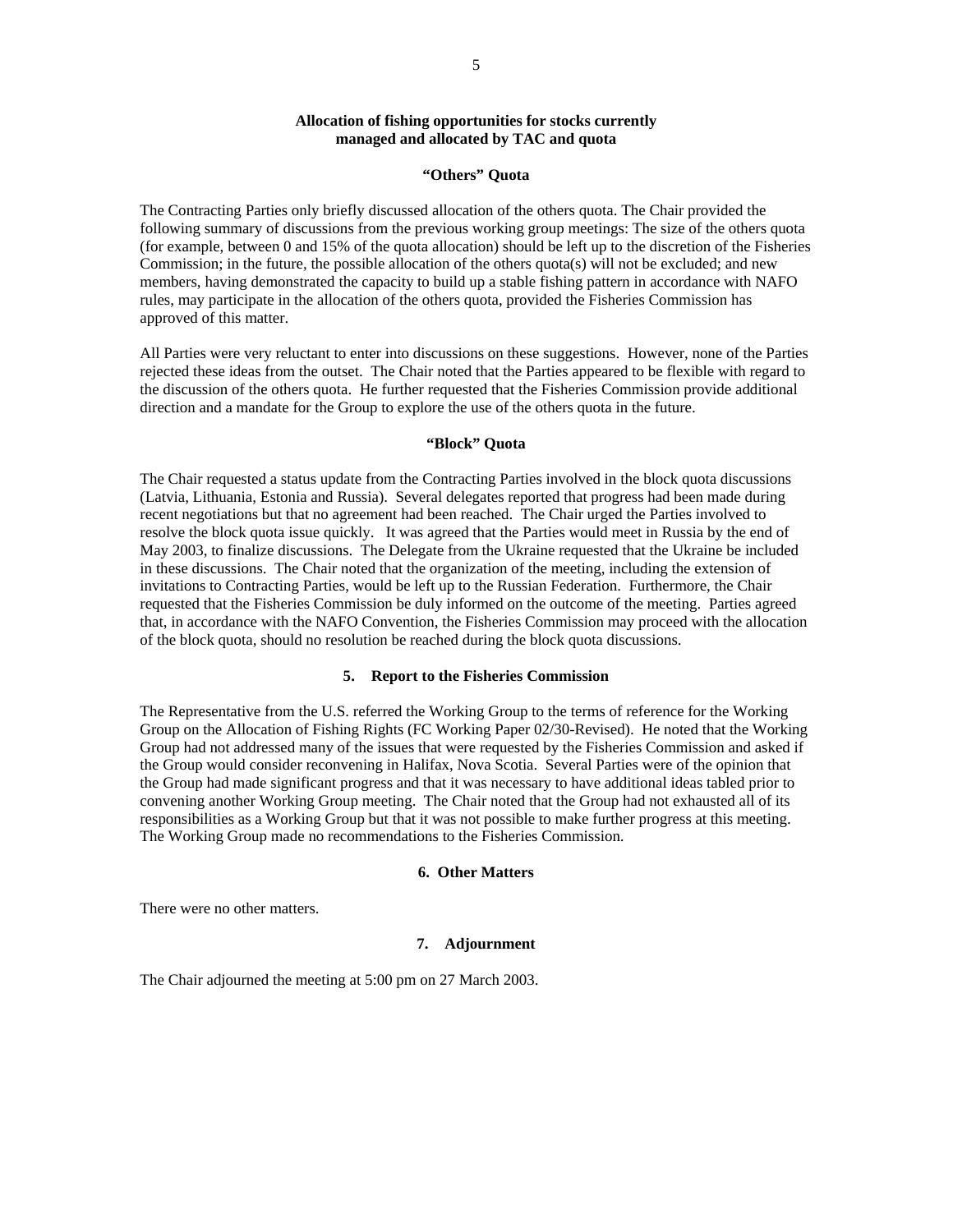### Allocation of fishing opportunities for stocks currently managed and allocated by TAC and quota

#### "Others" Quota

The Contracting Parties only briefly discussed allocation of the others quota. The Chair provided the following summary of discussions from the previous working group meetings: The size of the others quota (for example, between 0 and 15% of the quota allocation) should be left up to the discretion of the Fisheries Commission; in the future, the possible allocation of the others quota(s) will not be excluded; and new members, having demonstrated the capacity to build up a stable fishing pattern in accordance with NAFO rules, may participate in the allocation of the others quota, provided the Fisheries Commission has approved of this matter.

All Parties were very reluctant to enter into discussions on these suggestions. However, none of the Parties rejected these ideas from the outset. The Chair noted that the Parties appeared to be flexible with regard to the discussion of the others quota. He further requested that the Fisheries Commission provide additional direction and a mandate for the Group to explore the use of the others quota in the future.

#### "Block" Quota

The Chair requested a status update from the Contracting Parties involved in the block quota discussions (Latvia, Lithuania, Estonia and Russia). Several delegates reported that progress had been made during recent negotiations but that no agreement had been reached. The Chair urged the Parties involved to resolve the block quota issue quickly. It was agreed that the Parties would meet in Russia by the end of May 2003, to finalize discussions. The Delegate from the Ukraine requested that the Ukraine be included in these discussions. The Chair noted that the organization of the meeting, including the extension of invitations to Contracting Parties, would be left up to the Russian Federation. Furthermore, the Chair requested that the Fisheries Commission be duly informed on the outcome of the meeting. Parties agreed that, in accordance with the NAFO Convention, the Fisheries Commission may proceed with the allocation of the block quota, should no resolution be reached during the block quota discussions.

## 5. Report to the Fisheries Commission

The Representative from the U.S. referred the Working Group to the terms of reference for the Working Group on the Allocation of Fishing Rights (FC Working Paper 02/30-Revised). He noted that the Working Group had not addressed many of the issues that were requested by the Fisheries Commission and asked if the Group would consider reconvening in Halifax, Nova Scotia. Several Parties were of the opinion that the Group had made significant progress and that it was necessary to have additional ideas tabled prior to convening another Working Group meeting. The Chair noted that the Group had not exhausted all of its responsibilities as a Working Group but that it was not possible to make further progress at this meeting. The Working Group made no recommendations to the Fisheries Commission.

## 6. Other Matters

There were no other matters.

## 7. Adjournment

The Chair adjourned the meeting at 5:00 pm on 27 March 2003.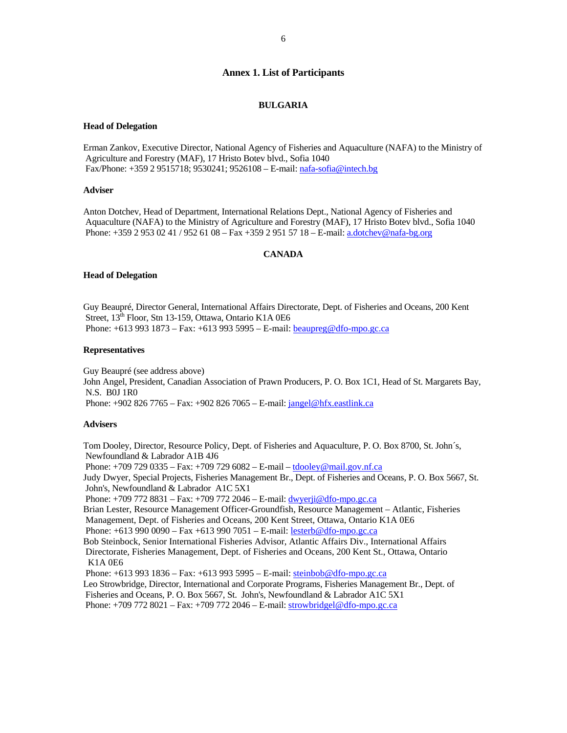# Annex 1. List of Participants

## BULGARIA

**Head of Delegation**

Erman Zankov, Executive Director, National Agency of Fisheries and Aquaculture (NAFA) to the Ministry of Agriculture and Forestry (MAF), 17 Hristo Botev blvd., Sofia 1040
Fax/Phone: +359 2 9515718; 9530241; 9526108 – E-mail: nafa-sofia@intech.bg

**Adviser**

Anton Dotchev, Head of Department, International Relations Dept., National Agency of Fisheries and Aquaculture (NAFA) to the Ministry of Agriculture and Forestry (MAF), 17 Hristo Botev blvd., Sofia 1040
Phone: +359 2 953 02 41 / 952 61 08 – Fax +359 2 951 57 18 – E-mail: a.dotchev@nafa-bg.org

## CANADA

**Head of Delegation**

Guy Beaupré, Director General, International Affairs Directorate, Dept. of Fisheries and Oceans, 200 Kent Street, 13th Floor, Stn 13-159, Ottawa, Ontario K1A 0E6
Phone: +613 993 1873 – Fax: +613 993 5995 – E-mail: beaupreg@dfo-mpo.gc.ca

**Representatives**

Guy Beaupré (see address above)
John Angel, President, Canadian Association of Prawn Producers, P. O. Box 1C1, Head of St. Margarets Bay, N.S. B0J 1R0
Phone: +902 826 7765 – Fax: +902 826 7065 – E-mail: jangel@hfx.eastlink.ca

**Advisers**

Tom Dooley, Director, Resource Policy, Dept. of Fisheries and Aquaculture, P. O. Box 8700, St. John´s, Newfoundland & Labrador A1B 4J6
Phone: +709 729 0335 – Fax: +709 729 6082 – E-mail – tdooley@mail.gov.nf.ca
Judy Dwyer, Special Projects, Fisheries Management Br., Dept. of Fisheries and Oceans, P. O. Box 5667, St. John's, Newfoundland & Labrador A1C 5X1
Phone: +709 772 8831 – Fax: +709 772 2046 – E-mail: dwyerji@dfo-mpo.gc.ca
Brian Lester, Resource Management Officer-Groundfish, Resource Management – Atlantic, Fisheries Management, Dept. of Fisheries and Oceans, 200 Kent Street, Ottawa, Ontario K1A 0E6
Phone: +613 990 0090 – Fax +613 990 7051 – E-mail: lesterb@dfo-mpo.gc.ca
Bob Steinbock, Senior International Fisheries Advisor, Atlantic Affairs Div., International Affairs Directorate, Fisheries Management, Dept. of Fisheries and Oceans, 200 Kent St., Ottawa, Ontario K1A 0E6
Phone: +613 993 1836 – Fax: +613 993 5995 – E-mail: steinbob@dfo-mpo.gc.ca
Leo Strowbridge, Director, International and Corporate Programs, Fisheries Management Br., Dept. of Fisheries and Oceans, P. O. Box 5667, St. John's, Newfoundland & Labrador A1C 5X1
Phone: +709 772 8021 – Fax: +709 772 2046 – E-mail: strowbridgel@dfo-mpo.gc.ca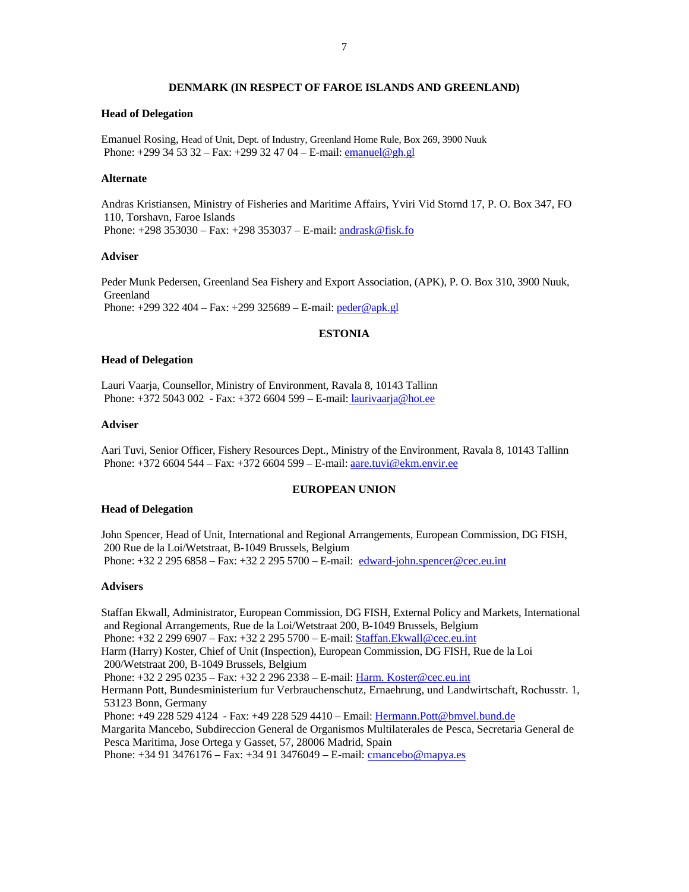## DENMARK (IN RESPECT OF FAROE ISLANDS AND GREENLAND)

**Head of Delegation**

Emanuel Rosing, Head of Unit, Dept. of Industry, Greenland Home Rule, Box 269, 3900 Nuuk
Phone: +299 34 53 32 – Fax: +299 32 47 04 – E-mail: emanuel@gh.gl

**Alternate**

Andras Kristiansen, Ministry of Fisheries and Maritime Affairs, Yviri Vid Stornd 17, P. O. Box 347, FO 110, Torshavn, Faroe Islands
Phone: +298 353030 – Fax: +298 353037 – E-mail: andrask@fisk.fo

**Adviser**

Peder Munk Pedersen, Greenland Sea Fishery and Export Association, (APK), P. O. Box 310, 3900 Nuuk, Greenland
Phone: +299 322 404 – Fax: +299 325689 – E-mail: peder@apk.gl

## ESTONIA

**Head of Delegation**

Lauri Vaarja, Counsellor, Ministry of Environment, Ravala 8, 10143 Tallinn
Phone: +372 5043 002 - Fax: +372 6604 599 – E-mail: laurivaarja@hot.ee

**Adviser**

Aari Tuvi, Senior Officer, Fishery Resources Dept., Ministry of the Environment, Ravala 8, 10143 Tallinn
Phone: +372 6604 544 – Fax: +372 6604 599 – E-mail: aare.tuvi@ekm.envir.ee

## EUROPEAN UNION

**Head of Delegation**

John Spencer, Head of Unit, International and Regional Arrangements, European Commission, DG FISH, 200 Rue de la Loi/Wetstraat, B-1049 Brussels, Belgium
Phone: +32 2 295 6858 – Fax: +32 2 295 5700 – E-mail: edward-john.spencer@cec.eu.int

**Advisers**

Staffan Ekwall, Administrator, European Commission, DG FISH, External Policy and Markets, International and Regional Arrangements, Rue de la Loi/Wetstraat 200, B-1049 Brussels, Belgium
Phone: +32 2 299 6907 – Fax: +32 2 295 5700 – E-mail: Staffan.Ekwall@cec.eu.int
Harm (Harry) Koster, Chief of Unit (Inspection), European Commission, DG FISH, Rue de la Loi 200/Wetstraat 200, B-1049 Brussels, Belgium
Phone: +32 2 295 0235 – Fax: +32 2 296 2338 – E-mail: Harm. Koster@cec.eu.int
Hermann Pott, Bundesministerium fur Verbrauchenschutz, Ernaehrung, und Landwirtschaft, Rochusstr. 1, 53123 Bonn, Germany
Phone: +49 228 529 4124 - Fax: +49 228 529 4410 – Email: Hermann.Pott@bmvel.bund.de
Margarita Mancebo, Subdireccion General de Organismos Multilaterales de Pesca, Secretaria General de Pesca Maritima, Jose Ortega y Gasset, 57, 28006 Madrid, Spain
Phone: +34 91 3476176 – Fax: +34 91 3476049 – E-mail: cmancebo@mapya.es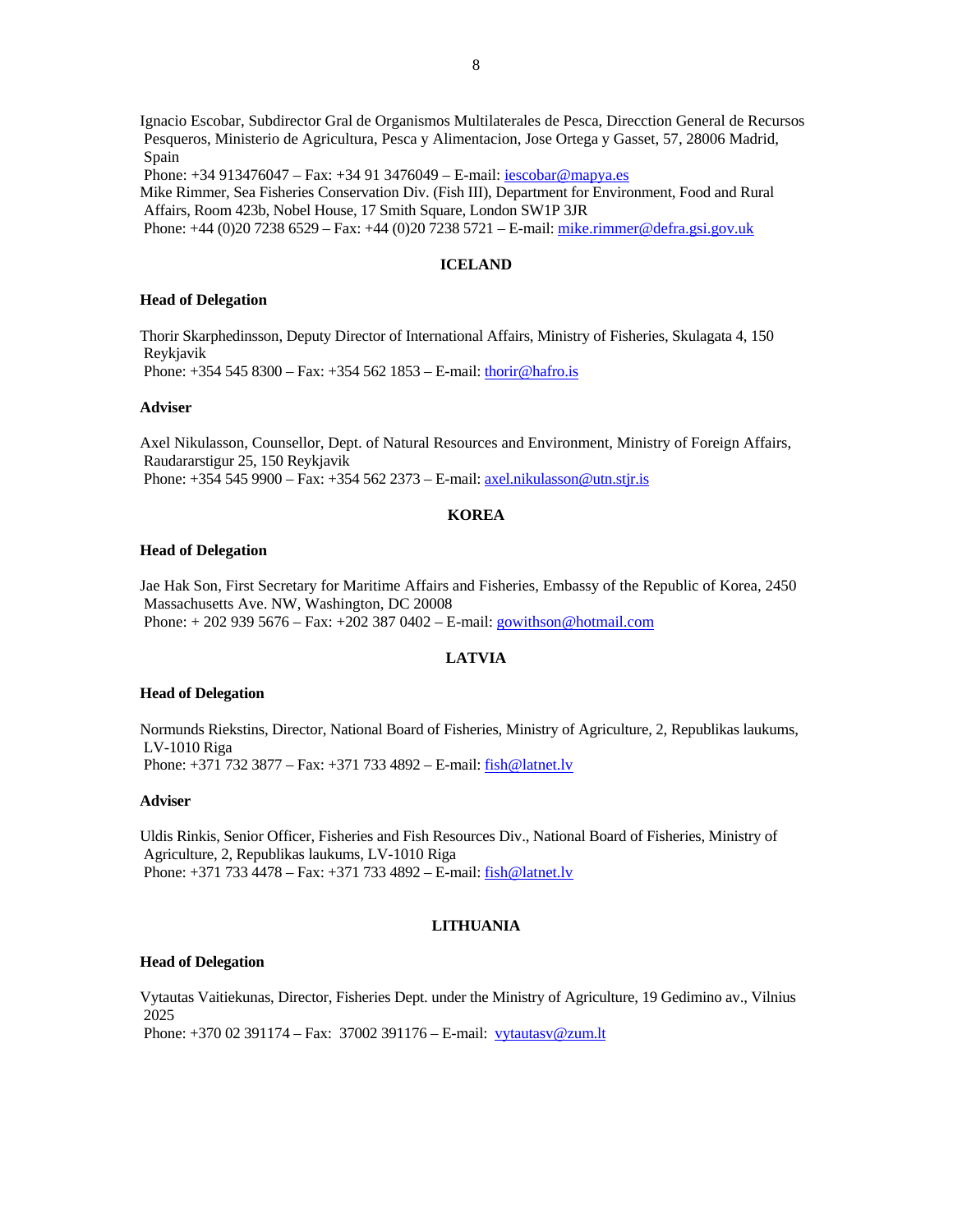Ignacio Escobar, Subdirector Gral de Organismos Multilaterales de Pesca, Direcction General de Recursos Pesqueros, Ministerio de Agricultura, Pesca y Alimentacion, Jose Ortega y Gasset, 57, 28006 Madrid, Spain
Phone: +34 913476047 – Fax: +34 91 3476049 – E-mail: iescobar@mapya.es

Mike Rimmer, Sea Fisheries Conservation Div. (Fish III), Department for Environment, Food and Rural Affairs, Room 423b, Nobel House, 17 Smith Square, London SW1P 3JR
Phone: +44 (0)20 7238 6529 – Fax: +44 (0)20 7238 5721 – E-mail: mike.rimmer@defra.gsi.gov.uk

## ICELAND

**Head of Delegation**

Thorir Skarphedinsson, Deputy Director of International Affairs, Ministry of Fisheries, Skulagata 4, 150 Reykjavik
Phone: +354 545 8300 – Fax: +354 562 1853 – E-mail: thorir@hafro.is

**Adviser**

Axel Nikulasson, Counsellor, Dept. of Natural Resources and Environment, Ministry of Foreign Affairs, Raudararstigur 25, 150 Reykjavik
Phone: +354 545 9900 – Fax: +354 562 2373 – E-mail: axel.nikulasson@utn.stjr.is

## KOREA

**Head of Delegation**

Jae Hak Son, First Secretary for Maritime Affairs and Fisheries, Embassy of the Republic of Korea, 2450 Massachusetts Ave. NW, Washington, DC 20008
Phone: + 202 939 5676 – Fax: +202 387 0402 – E-mail: gowithson@hotmail.com

## LATVIA

**Head of Delegation**

Normunds Riekstins, Director, National Board of Fisheries, Ministry of Agriculture, 2, Republikas laukums, LV-1010 Riga
Phone: +371 732 3877 – Fax: +371 733 4892 – E-mail: fish@latnet.lv

**Adviser**

Uldis Rinkis, Senior Officer, Fisheries and Fish Resources Div., National Board of Fisheries, Ministry of Agriculture, 2, Republikas laukums, LV-1010 Riga
Phone: +371 733 4478 – Fax: +371 733 4892 – E-mail: fish@latnet.lv

## LITHUANIA

**Head of Delegation**

Vytautas Vaitiekunas, Director, Fisheries Dept. under the Ministry of Agriculture, 19 Gedimino av., Vilnius 2025
Phone: +370 02 391174 – Fax: 37002 391176 – E-mail: vytautasv@zum.lt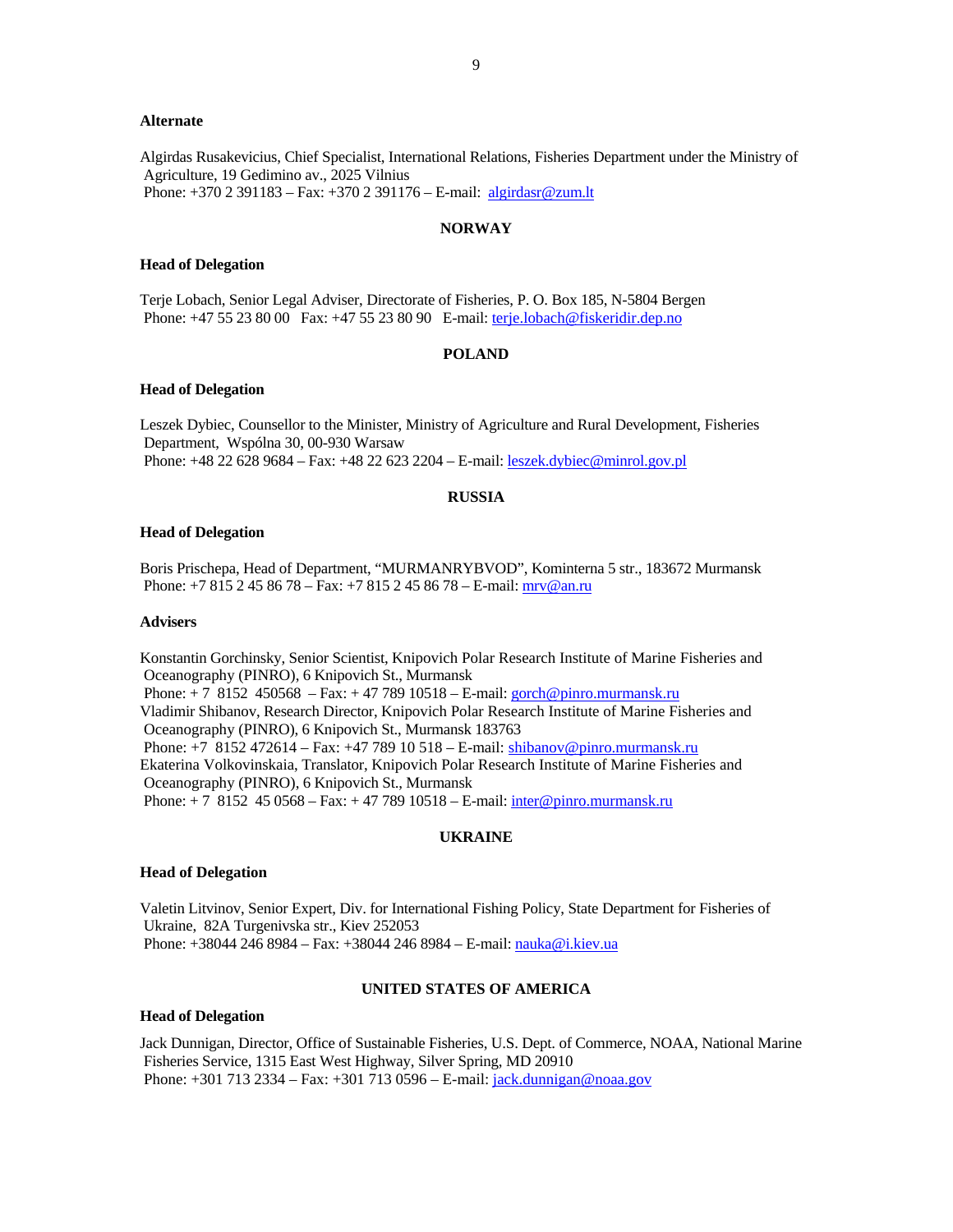**Alternate**

Algirdas Rusakevicius, Chief Specialist, International Relations, Fisheries Department under the Ministry of Agriculture, 19 Gedimino av., 2025 Vilnius
Phone: +370 2 391183 – Fax: +370 2 391176 – E-mail: algirdasr@zum.lt

## NORWAY

**Head of Delegation**

Terje Lobach, Senior Legal Adviser, Directorate of Fisheries, P. O. Box 185, N-5804 Bergen
Phone: +47 55 23 80 00 Fax: +47 55 23 80 90 E-mail: terje.lobach@fiskeridir.dep.no

## POLAND

**Head of Delegation**

Leszek Dybiec, Counsellor to the Minister, Ministry of Agriculture and Rural Development, Fisheries Department, Wspólna 30, 00-930 Warsaw
Phone: +48 22 628 9684 – Fax: +48 22 623 2204 – E-mail: leszek.dybiec@minrol.gov.pl

## RUSSIA

**Head of Delegation**

Boris Prischepa, Head of Department, "MURMANRYBVOD", Kominterna 5 str., 183672 Murmansk
Phone: +7 815 2 45 86 78 – Fax: +7 815 2 45 86 78 – E-mail: mrv@an.ru

**Advisers**

Konstantin Gorchinsky, Senior Scientist, Knipovich Polar Research Institute of Marine Fisheries and Oceanography (PINRO), 6 Knipovich St., Murmansk
Phone: + 7 8152 450568 – Fax: + 47 789 10518 – E-mail: gorch@pinro.murmansk.ru
Vladimir Shibanov, Research Director, Knipovich Polar Research Institute of Marine Fisheries and Oceanography (PINRO), 6 Knipovich St., Murmansk 183763
Phone: +7 8152 472614 – Fax: +47 789 10 518 – E-mail: shibanov@pinro.murmansk.ru
Ekaterina Volkovinskaia, Translator, Knipovich Polar Research Institute of Marine Fisheries and Oceanography (PINRO), 6 Knipovich St., Murmansk
Phone: + 7 8152 45 0568 – Fax: + 47 789 10518 – E-mail: inter@pinro.murmansk.ru

## UKRAINE

**Head of Delegation**

Valetin Litvinov, Senior Expert, Div. for International Fishing Policy, State Department for Fisheries of Ukraine, 82A Turgenivska str., Kiev 252053
Phone: +38044 246 8984 – Fax: +38044 246 8984 – E-mail: nauka@i.kiev.ua

## UNITED STATES OF AMERICA

**Head of Delegation**

Jack Dunnigan, Director, Office of Sustainable Fisheries, U.S. Dept. of Commerce, NOAA, National Marine Fisheries Service, 1315 East West Highway, Silver Spring, MD 20910
Phone: +301 713 2334 – Fax: +301 713 0596 – E-mail: jack.dunnigan@noaa.gov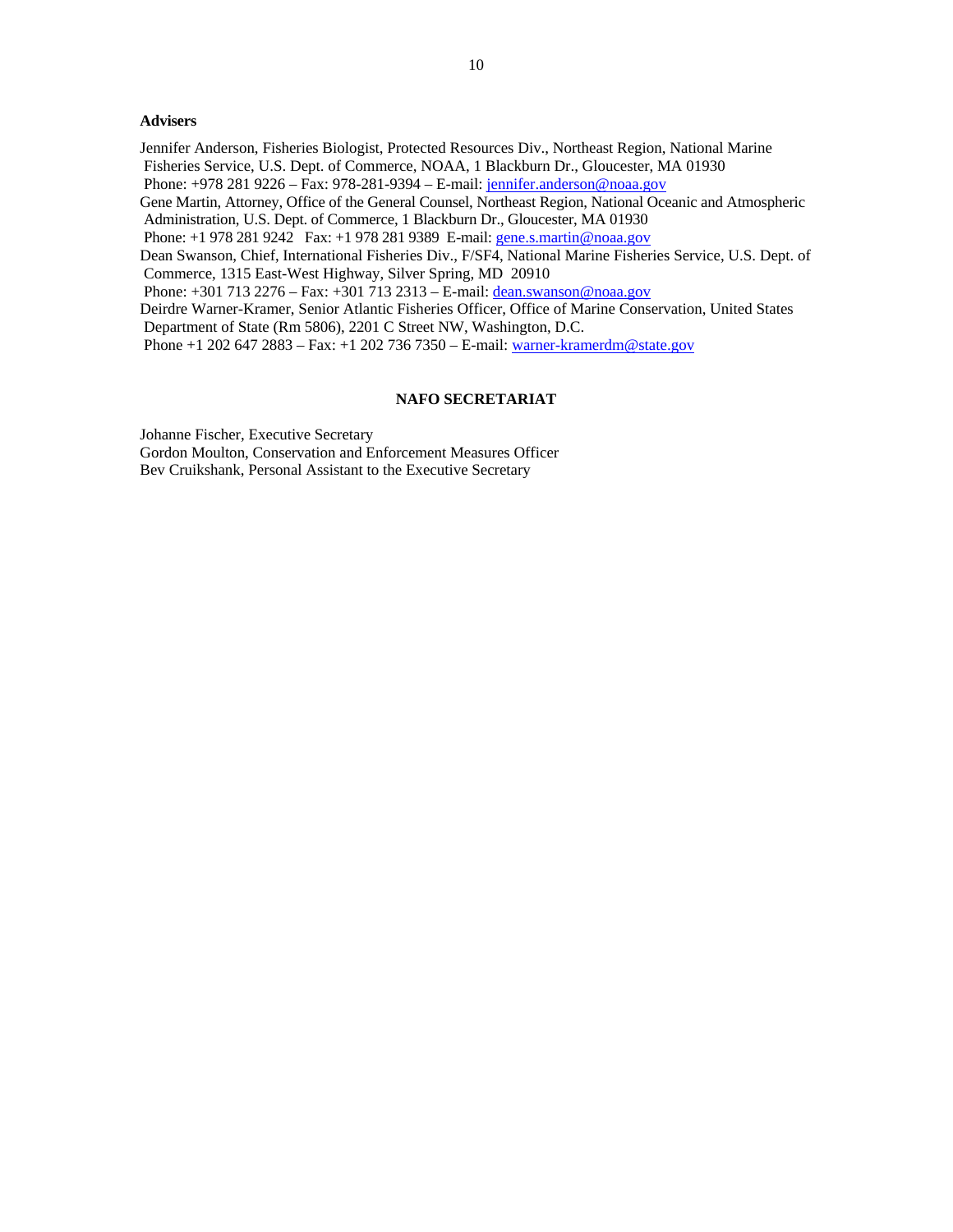**Advisers**

Jennifer Anderson, Fisheries Biologist, Protected Resources Div., Northeast Region, National Marine Fisheries Service, U.S. Dept. of Commerce, NOAA, 1 Blackburn Dr., Gloucester, MA 01930
Phone: +978 281 9226 – Fax: 978-281-9394 – E-mail: jennifer.anderson@noaa.gov

Gene Martin, Attorney, Office of the General Counsel, Northeast Region, National Oceanic and Atmospheric Administration, U.S. Dept. of Commerce, 1 Blackburn Dr., Gloucester, MA 01930
Phone: +1 978 281 9242 Fax: +1 978 281 9389 E-mail: gene.s.martin@noaa.gov

Dean Swanson, Chief, International Fisheries Div., F/SF4, National Marine Fisheries Service, U.S. Dept. of Commerce, 1315 East-West Highway, Silver Spring, MD 20910
Phone: +301 713 2276 – Fax: +301 713 2313 – E-mail: dean.swanson@noaa.gov

Deirdre Warner-Kramer, Senior Atlantic Fisheries Officer, Office of Marine Conservation, United States Department of State (Rm 5806), 2201 C Street NW, Washington, D.C.
Phone +1 202 647 2883 – Fax: +1 202 736 7350 – E-mail: warner-kramerdm@state.gov

## NAFO SECRETARIAT

Johanne Fischer, Executive Secretary
Gordon Moulton, Conservation and Enforcement Measures Officer
Bev Cruikshank, Personal Assistant to the Executive Secretary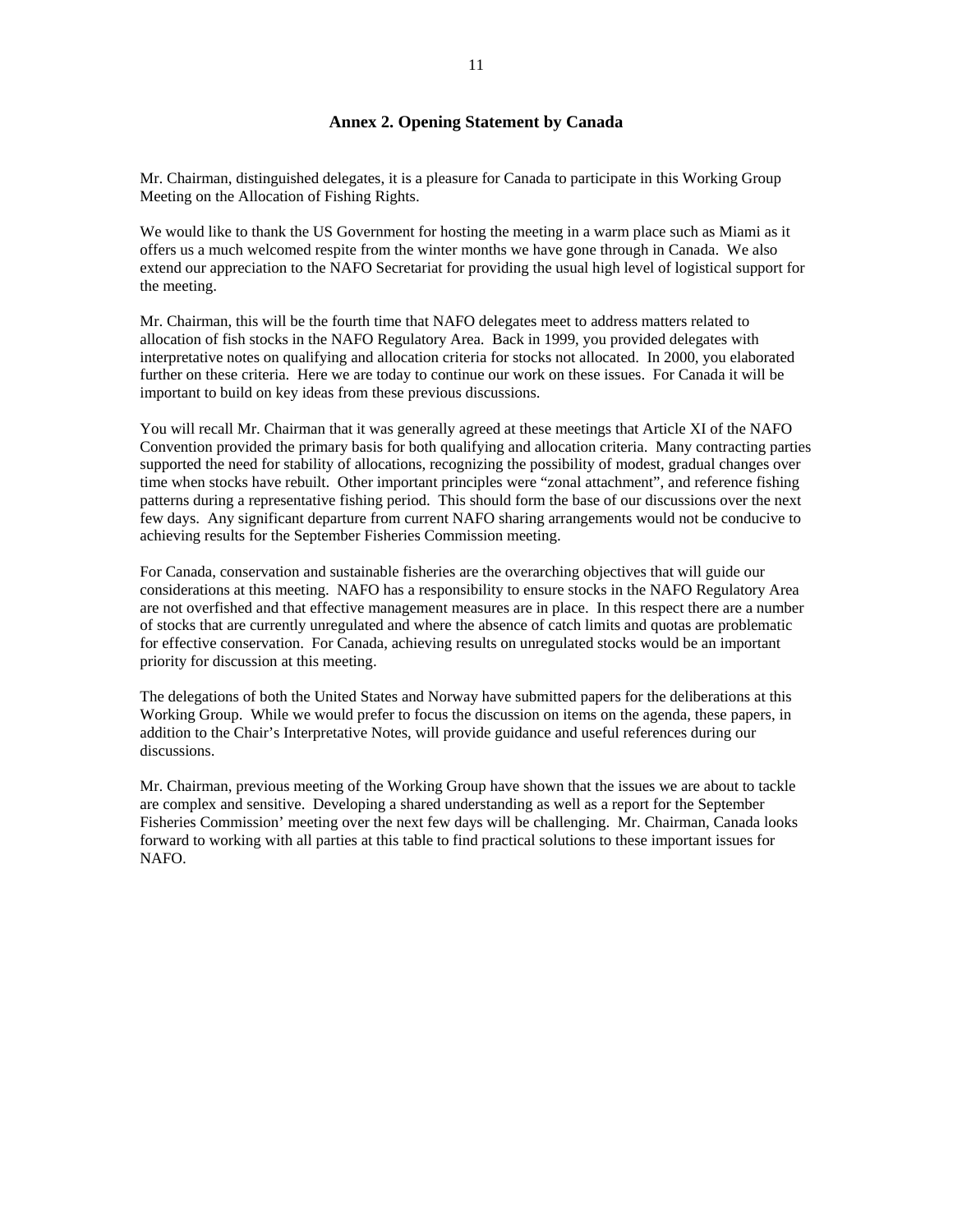## Annex 2. Opening Statement by Canada

Mr. Chairman, distinguished delegates, it is a pleasure for Canada to participate in this Working Group Meeting on the Allocation of Fishing Rights.

We would like to thank the US Government for hosting the meeting in a warm place such as Miami as it offers us a much welcomed respite from the winter months we have gone through in Canada. We also extend our appreciation to the NAFO Secretariat for providing the usual high level of logistical support for the meeting.

Mr. Chairman, this will be the fourth time that NAFO delegates meet to address matters related to allocation of fish stocks in the NAFO Regulatory Area. Back in 1999, you provided delegates with interpretative notes on qualifying and allocation criteria for stocks not allocated. In 2000, you elaborated further on these criteria. Here we are today to continue our work on these issues. For Canada it will be important to build on key ideas from these previous discussions.

You will recall Mr. Chairman that it was generally agreed at these meetings that Article XI of the NAFO Convention provided the primary basis for both qualifying and allocation criteria. Many contracting parties supported the need for stability of allocations, recognizing the possibility of modest, gradual changes over time when stocks have rebuilt. Other important principles were "zonal attachment", and reference fishing patterns during a representative fishing period. This should form the base of our discussions over the next few days. Any significant departure from current NAFO sharing arrangements would not be conducive to achieving results for the September Fisheries Commission meeting.

For Canada, conservation and sustainable fisheries are the overarching objectives that will guide our considerations at this meeting. NAFO has a responsibility to ensure stocks in the NAFO Regulatory Area are not overfished and that effective management measures are in place. In this respect there are a number of stocks that are currently unregulated and where the absence of catch limits and quotas are problematic for effective conservation. For Canada, achieving results on unregulated stocks would be an important priority for discussion at this meeting.

The delegations of both the United States and Norway have submitted papers for the deliberations at this Working Group. While we would prefer to focus the discussion on items on the agenda, these papers, in addition to the Chair's Interpretative Notes, will provide guidance and useful references during our discussions.

Mr. Chairman, previous meeting of the Working Group have shown that the issues we are about to tackle are complex and sensitive. Developing a shared understanding as well as a report for the September Fisheries Commission' meeting over the next few days will be challenging. Mr. Chairman, Canada looks forward to working with all parties at this table to find practical solutions to these important issues for NAFO.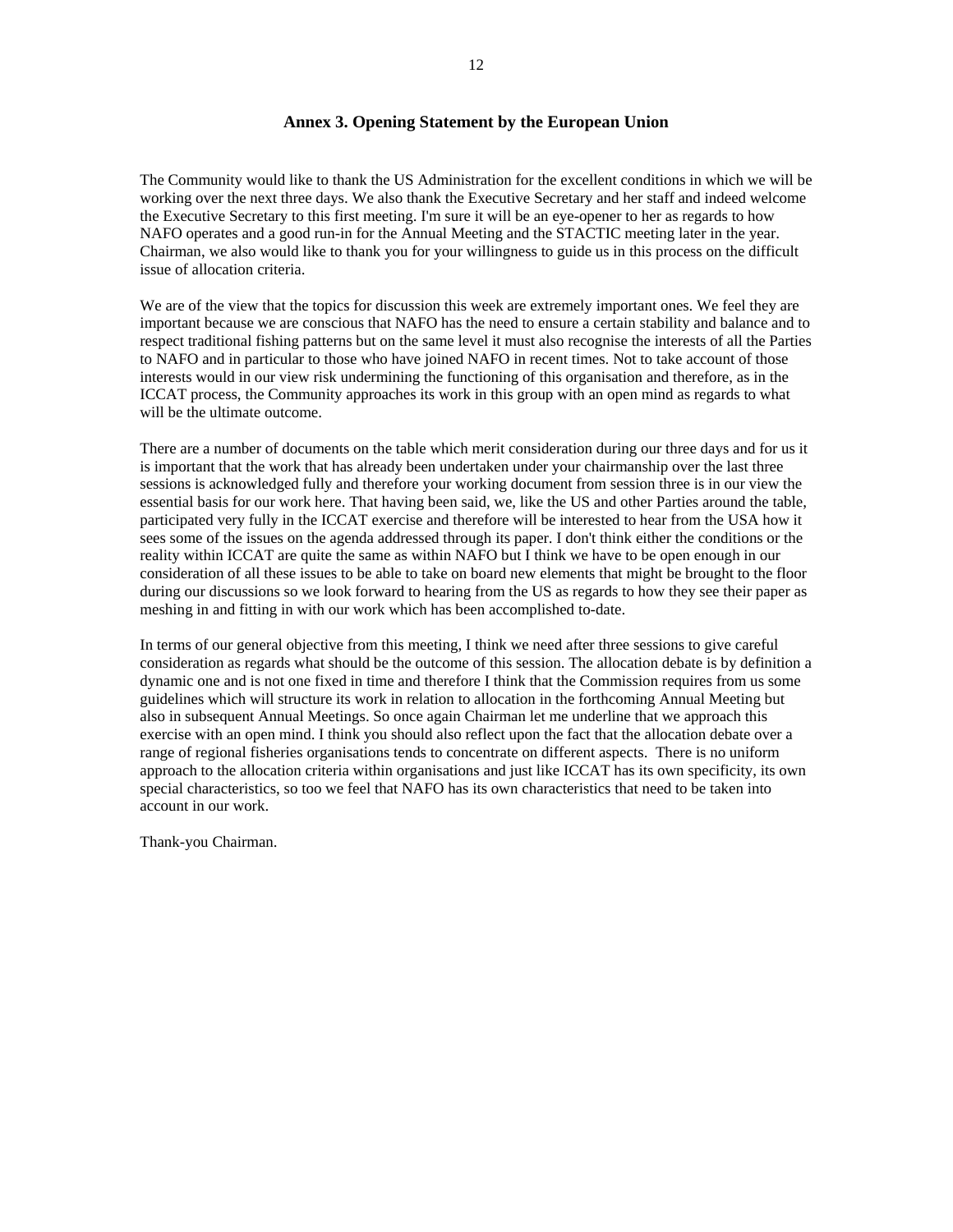## Annex 3. Opening Statement by the European Union

The Community would like to thank the US Administration for the excellent conditions in which we will be working over the next three days. We also thank the Executive Secretary and her staff and indeed welcome the Executive Secretary to this first meeting. I'm sure it will be an eye-opener to her as regards to how NAFO operates and a good run-in for the Annual Meeting and the STACTIC meeting later in the year. Chairman, we also would like to thank you for your willingness to guide us in this process on the difficult issue of allocation criteria.

We are of the view that the topics for discussion this week are extremely important ones. We feel they are important because we are conscious that NAFO has the need to ensure a certain stability and balance and to respect traditional fishing patterns but on the same level it must also recognise the interests of all the Parties to NAFO and in particular to those who have joined NAFO in recent times. Not to take account of those interests would in our view risk undermining the functioning of this organisation and therefore, as in the ICCAT process, the Community approaches its work in this group with an open mind as regards to what will be the ultimate outcome.

There are a number of documents on the table which merit consideration during our three days and for us it is important that the work that has already been undertaken under your chairmanship over the last three sessions is acknowledged fully and therefore your working document from session three is in our view the essential basis for our work here. That having been said, we, like the US and other Parties around the table, participated very fully in the ICCAT exercise and therefore will be interested to hear from the USA how it sees some of the issues on the agenda addressed through its paper. I don't think either the conditions or the reality within ICCAT are quite the same as within NAFO but I think we have to be open enough in our consideration of all these issues to be able to take on board new elements that might be brought to the floor during our discussions so we look forward to hearing from the US as regards to how they see their paper as meshing in and fitting in with our work which has been accomplished to-date.

In terms of our general objective from this meeting, I think we need after three sessions to give careful consideration as regards what should be the outcome of this session. The allocation debate is by definition a dynamic one and is not one fixed in time and therefore I think that the Commission requires from us some guidelines which will structure its work in relation to allocation in the forthcoming Annual Meeting but also in subsequent Annual Meetings. So once again Chairman let me underline that we approach this exercise with an open mind. I think you should also reflect upon the fact that the allocation debate over a range of regional fisheries organisations tends to concentrate on different aspects. There is no uniform approach to the allocation criteria within organisations and just like ICCAT has its own specificity, its own special characteristics, so too we feel that NAFO has its own characteristics that need to be taken into account in our work.

Thank-you Chairman.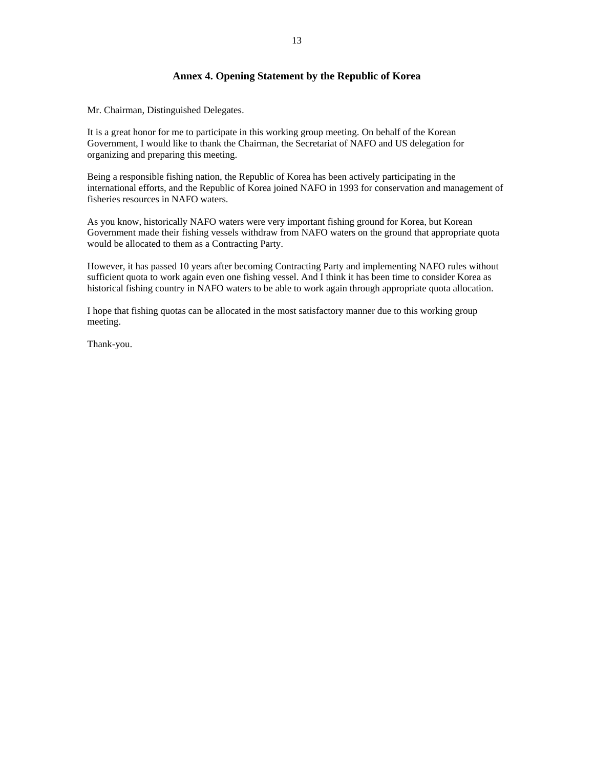## Annex 4. Opening Statement by the Republic of Korea

Mr. Chairman, Distinguished Delegates.

It is a great honor for me to participate in this working group meeting. On behalf of the Korean Government, I would like to thank the Chairman, the Secretariat of NAFO and US delegation for organizing and preparing this meeting.

Being a responsible fishing nation, the Republic of Korea has been actively participating in the international efforts, and the Republic of Korea joined NAFO in 1993 for conservation and management of fisheries resources in NAFO waters.

As you know, historically NAFO waters were very important fishing ground for Korea, but Korean Government made their fishing vessels withdraw from NAFO waters on the ground that appropriate quota would be allocated to them as a Contracting Party.

However, it has passed 10 years after becoming Contracting Party and implementing NAFO rules without sufficient quota to work again even one fishing vessel. And I think it has been time to consider Korea as historical fishing country in NAFO waters to be able to work again through appropriate quota allocation.

I hope that fishing quotas can be allocated in the most satisfactory manner due to this working group meeting.

Thank-you.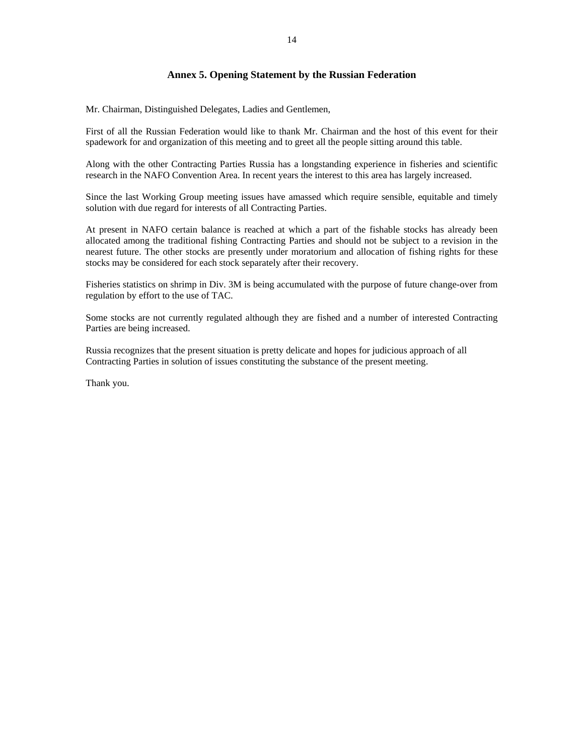## Annex 5. Opening Statement by the Russian Federation

Mr. Chairman, Distinguished Delegates, Ladies and Gentlemen,

First of all the Russian Federation would like to thank Mr. Chairman and the host of this event for their spadework for and organization of this meeting and to greet all the people sitting around this table.

Along with the other Contracting Parties Russia has a longstanding experience in fisheries and scientific research in the NAFO Convention Area. In recent years the interest to this area has largely increased.

Since the last Working Group meeting issues have amassed which require sensible, equitable and timely solution with due regard for interests of all Contracting Parties.

At present in NAFO certain balance is reached at which a part of the fishable stocks has already been allocated among the traditional fishing Contracting Parties and should not be subject to a revision in the nearest future. The other stocks are presently under moratorium and allocation of fishing rights for these stocks may be considered for each stock separately after their recovery.

Fisheries statistics on shrimp in Div. 3M is being accumulated with the purpose of future change-over from regulation by effort to the use of TAC.

Some stocks are not currently regulated although they are fished and a number of interested Contracting Parties are being increased.

Russia recognizes that the present situation is pretty delicate and hopes for judicious approach of all Contracting Parties in solution of issues constituting the substance of the present meeting.

Thank you.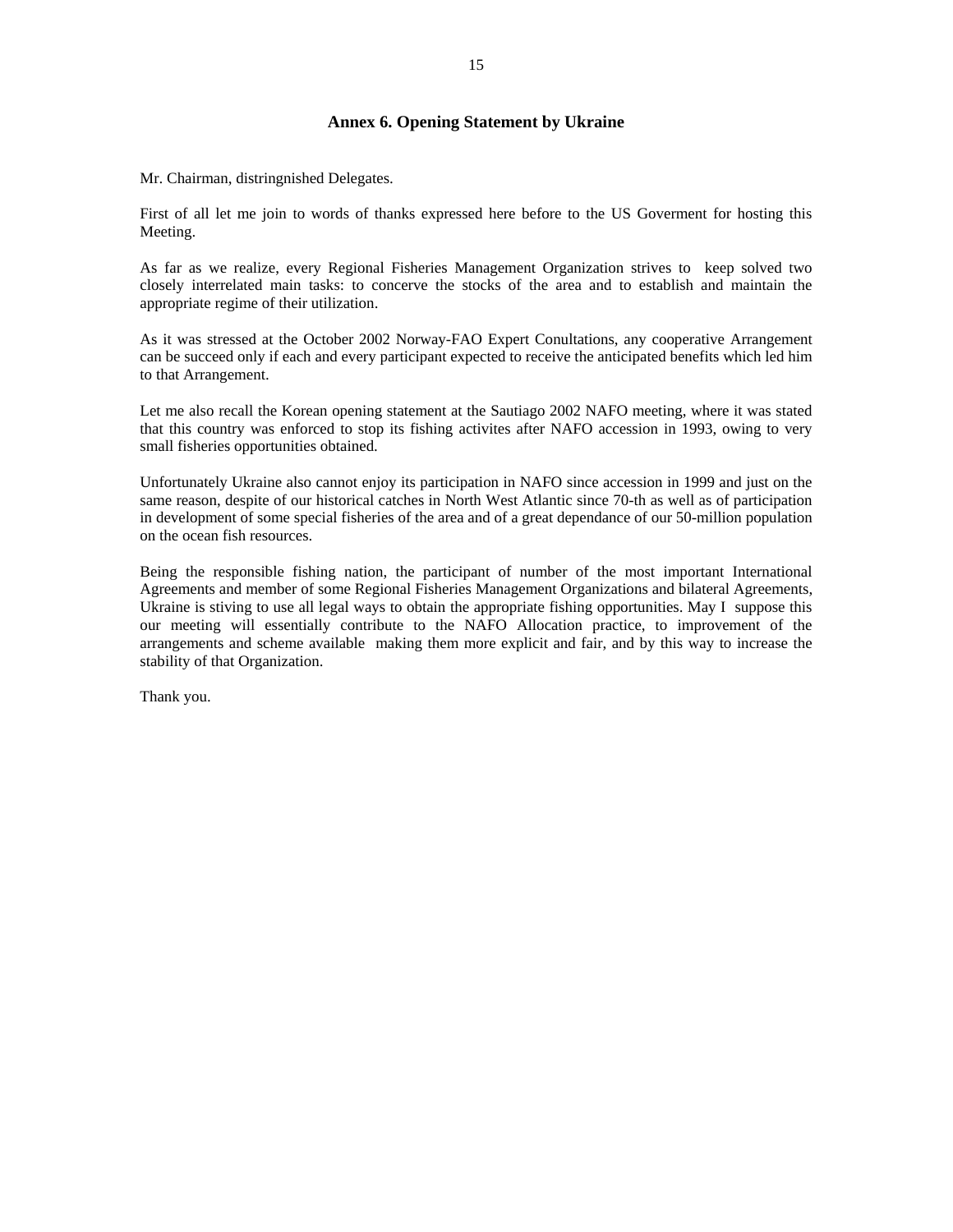# Annex 6. Opening Statement by Ukraine

Mr. Chairman, distringnished Delegates.

First of all let me join to words of thanks expressed here before to the US Goverment for hosting this Meeting.

As far as we realize, every Regional Fisheries Management Organization strives to keep solved two closely interrelated main tasks: to concerve the stocks of the area and to establish and maintain the appropriate regime of their utilization.

As it was stressed at the October 2002 Norway-FAO Expert Conultations, any cooperative Arrangement can be succeed only if each and every participant expected to receive the anticipated benefits which led him to that Arrangement.

Let me also recall the Korean opening statement at the Sautiago 2002 NAFO meeting, where it was stated that this country was enforced to stop its fishing activites after NAFO accession in 1993, owing to very small fisheries opportunities obtained.

Unfortunately Ukraine also cannot enjoy its participation in NAFO since accession in 1999 and just on the same reason, despite of our historical catches in North West Atlantic since 70-th as well as of participation in development of some special fisheries of the area and of a great dependance of our 50-million population on the ocean fish resources.

Being the responsible fishing nation, the participant of number of the most important International Agreements and member of some Regional Fisheries Management Organizations and bilateral Agreements, Ukraine is stiving to use all legal ways to obtain the appropriate fishing opportunities. May I suppose this our meeting will essentially contribute to the NAFO Allocation practice, to improvement of the arrangements and scheme available making them more explicit and fair, and by this way to increase the stability of that Organization.

Thank you.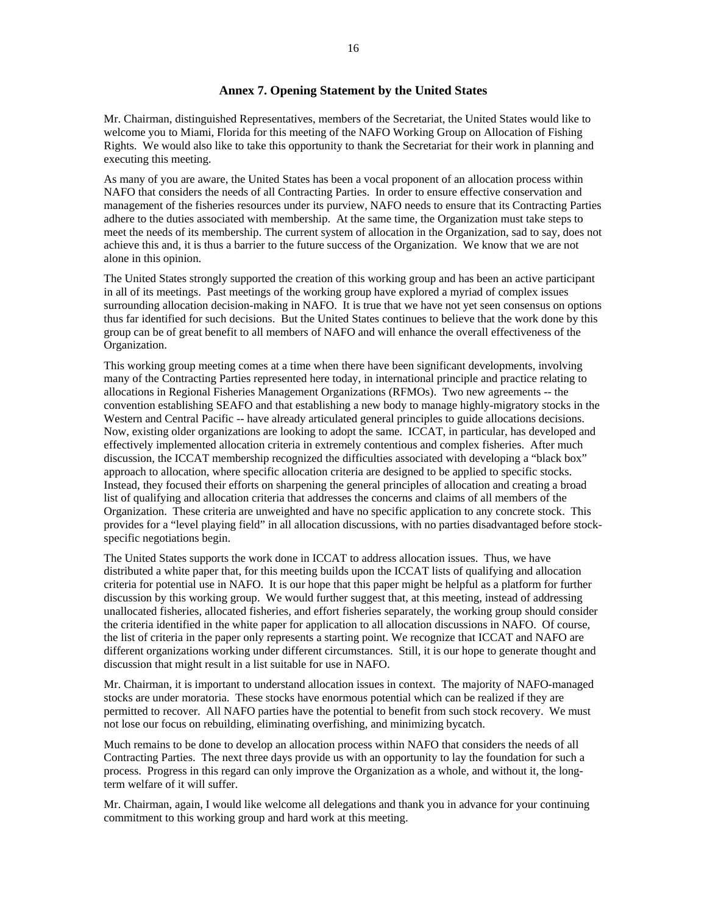## Annex 7. Opening Statement by the United States

Mr. Chairman, distinguished Representatives, members of the Secretariat, the United States would like to welcome you to Miami, Florida for this meeting of the NAFO Working Group on Allocation of Fishing Rights. We would also like to take this opportunity to thank the Secretariat for their work in planning and executing this meeting.

As many of you are aware, the United States has been a vocal proponent of an allocation process within NAFO that considers the needs of all Contracting Parties. In order to ensure effective conservation and management of the fisheries resources under its purview, NAFO needs to ensure that its Contracting Parties adhere to the duties associated with membership. At the same time, the Organization must take steps to meet the needs of its membership. The current system of allocation in the Organization, sad to say, does not achieve this and, it is thus a barrier to the future success of the Organization. We know that we are not alone in this opinion.

The United States strongly supported the creation of this working group and has been an active participant in all of its meetings. Past meetings of the working group have explored a myriad of complex issues surrounding allocation decision-making in NAFO. It is true that we have not yet seen consensus on options thus far identified for such decisions. But the United States continues to believe that the work done by this group can be of great benefit to all members of NAFO and will enhance the overall effectiveness of the Organization.

This working group meeting comes at a time when there have been significant developments, involving many of the Contracting Parties represented here today, in international principle and practice relating to allocations in Regional Fisheries Management Organizations (RFMOs). Two new agreements -- the convention establishing SEAFO and that establishing a new body to manage highly-migratory stocks in the Western and Central Pacific -- have already articulated general principles to guide allocations decisions. Now, existing older organizations are looking to adopt the same. ICCAT, in particular, has developed and effectively implemented allocation criteria in extremely contentious and complex fisheries. After much discussion, the ICCAT membership recognized the difficulties associated with developing a "black box" approach to allocation, where specific allocation criteria are designed to be applied to specific stocks. Instead, they focused their efforts on sharpening the general principles of allocation and creating a broad list of qualifying and allocation criteria that addresses the concerns and claims of all members of the Organization. These criteria are unweighted and have no specific application to any concrete stock. This provides for a "level playing field" in all allocation discussions, with no parties disadvantaged before stock-specific negotiations begin.

The United States supports the work done in ICCAT to address allocation issues. Thus, we have distributed a white paper that, for this meeting builds upon the ICCAT lists of qualifying and allocation criteria for potential use in NAFO. It is our hope that this paper might be helpful as a platform for further discussion by this working group. We would further suggest that, at this meeting, instead of addressing unallocated fisheries, allocated fisheries, and effort fisheries separately, the working group should consider the criteria identified in the white paper for application to all allocation discussions in NAFO. Of course, the list of criteria in the paper only represents a starting point. We recognize that ICCAT and NAFO are different organizations working under different circumstances. Still, it is our hope to generate thought and discussion that might result in a list suitable for use in NAFO.

Mr. Chairman, it is important to understand allocation issues in context. The majority of NAFO-managed stocks are under moratoria. These stocks have enormous potential which can be realized if they are permitted to recover. All NAFO parties have the potential to benefit from such stock recovery. We must not lose our focus on rebuilding, eliminating overfishing, and minimizing bycatch.

Much remains to be done to develop an allocation process within NAFO that considers the needs of all Contracting Parties. The next three days provide us with an opportunity to lay the foundation for such a process. Progress in this regard can only improve the Organization as a whole, and without it, the long-term welfare of it will suffer.

Mr. Chairman, again, I would like welcome all delegations and thank you in advance for your continuing commitment to this working group and hard work at this meeting.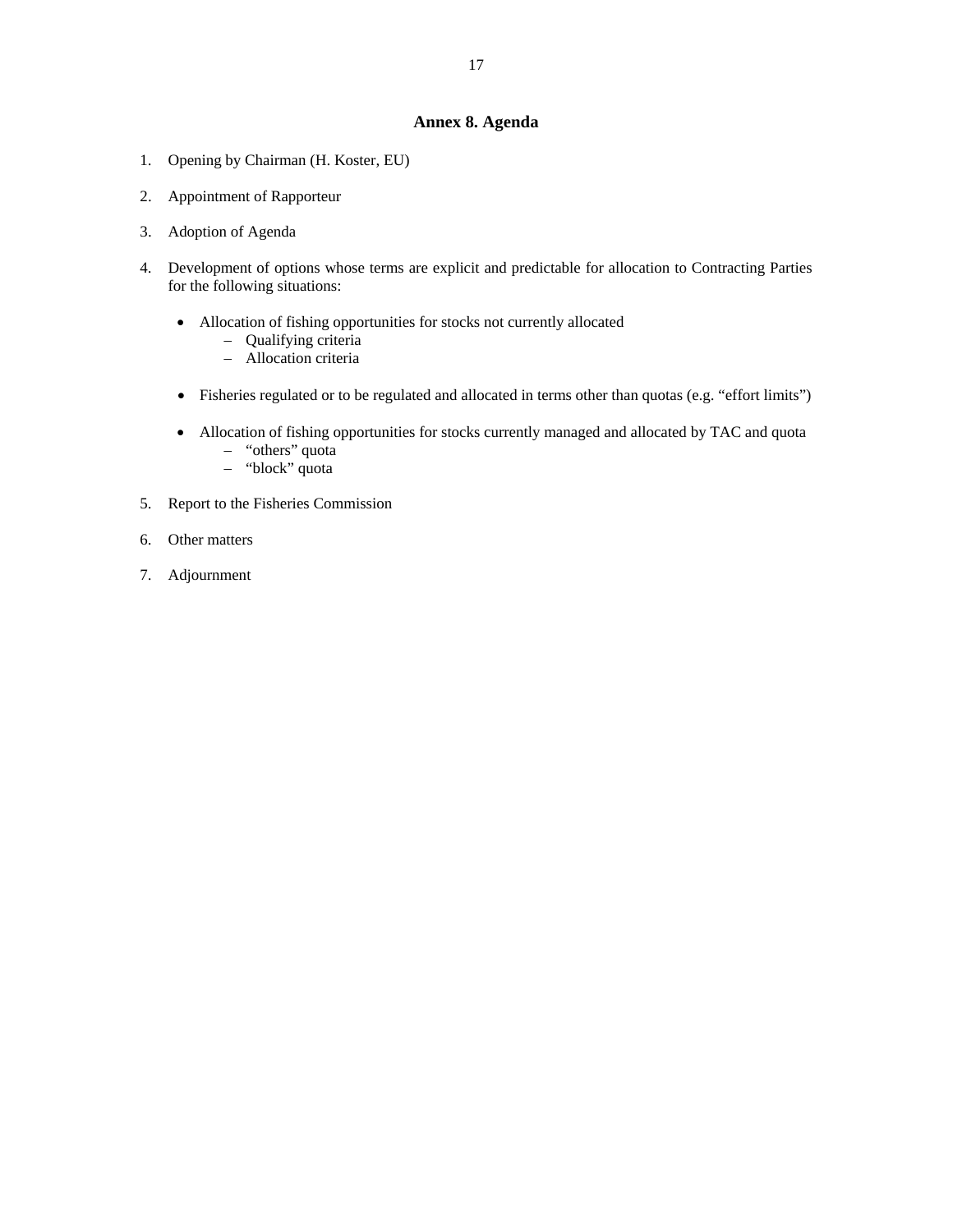## Annex 8. Agenda

1. Opening by Chairman (H. Koster, EU)
2. Appointment of Rapporteur
3. Adoption of Agenda
4. Development of options whose terms are explicit and predictable for allocation to Contracting Parties for the following situations:
   - Allocation of fishing opportunities for stocks not currently allocated
     - Qualifying criteria
     - Allocation criteria
   - Fisheries regulated or to be regulated and allocated in terms other than quotas (e.g. "effort limits")
   - Allocation of fishing opportunities for stocks currently managed and allocated by TAC and quota
     - "others" quota
     - "block" quota
5. Report to the Fisheries Commission
6. Other matters
7. Adjournment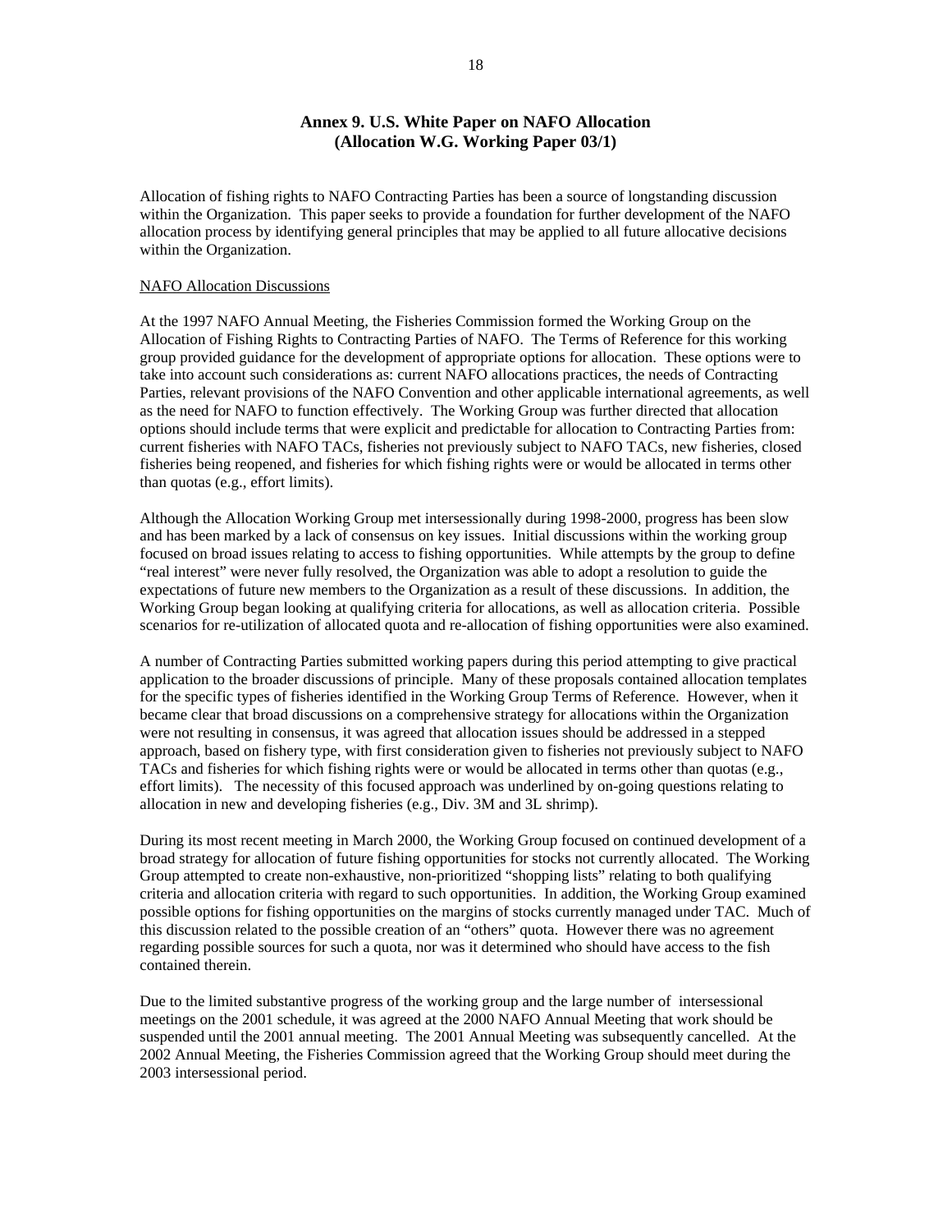## Annex 9. U.S. White Paper on NAFO Allocation (Allocation W.G. Working Paper 03/1)

Allocation of fishing rights to NAFO Contracting Parties has been a source of longstanding discussion within the Organization. This paper seeks to provide a foundation for further development of the NAFO allocation process by identifying general principles that may be applied to all future allocative decisions within the Organization.

NAFO Allocation Discussions

At the 1997 NAFO Annual Meeting, the Fisheries Commission formed the Working Group on the Allocation of Fishing Rights to Contracting Parties of NAFO. The Terms of Reference for this working group provided guidance for the development of appropriate options for allocation. These options were to take into account such considerations as: current NAFO allocations practices, the needs of Contracting Parties, relevant provisions of the NAFO Convention and other applicable international agreements, as well as the need for NAFO to function effectively. The Working Group was further directed that allocation options should include terms that were explicit and predictable for allocation to Contracting Parties from: current fisheries with NAFO TACs, fisheries not previously subject to NAFO TACs, new fisheries, closed fisheries being reopened, and fisheries for which fishing rights were or would be allocated in terms other than quotas (e.g., effort limits).

Although the Allocation Working Group met intersessionally during 1998-2000, progress has been slow and has been marked by a lack of consensus on key issues. Initial discussions within the working group focused on broad issues relating to access to fishing opportunities. While attempts by the group to define "real interest" were never fully resolved, the Organization was able to adopt a resolution to guide the expectations of future new members to the Organization as a result of these discussions. In addition, the Working Group began looking at qualifying criteria for allocations, as well as allocation criteria. Possible scenarios for re-utilization of allocated quota and re-allocation of fishing opportunities were also examined.

A number of Contracting Parties submitted working papers during this period attempting to give practical application to the broader discussions of principle. Many of these proposals contained allocation templates for the specific types of fisheries identified in the Working Group Terms of Reference. However, when it became clear that broad discussions on a comprehensive strategy for allocations within the Organization were not resulting in consensus, it was agreed that allocation issues should be addressed in a stepped approach, based on fishery type, with first consideration given to fisheries not previously subject to NAFO TACs and fisheries for which fishing rights were or would be allocated in terms other than quotas (e.g., effort limits). The necessity of this focused approach was underlined by on-going questions relating to allocation in new and developing fisheries (e.g., Div. 3M and 3L shrimp).

During its most recent meeting in March 2000, the Working Group focused on continued development of a broad strategy for allocation of future fishing opportunities for stocks not currently allocated. The Working Group attempted to create non-exhaustive, non-prioritized "shopping lists" relating to both qualifying criteria and allocation criteria with regard to such opportunities. In addition, the Working Group examined possible options for fishing opportunities on the margins of stocks currently managed under TAC. Much of this discussion related to the possible creation of an "others" quota. However there was no agreement regarding possible sources for such a quota, nor was it determined who should have access to the fish contained therein.

Due to the limited substantive progress of the working group and the large number of intersessional meetings on the 2001 schedule, it was agreed at the 2000 NAFO Annual Meeting that work should be suspended until the 2001 annual meeting. The 2001 Annual Meeting was subsequently cancelled. At the 2002 Annual Meeting, the Fisheries Commission agreed that the Working Group should meet during the 2003 intersessional period.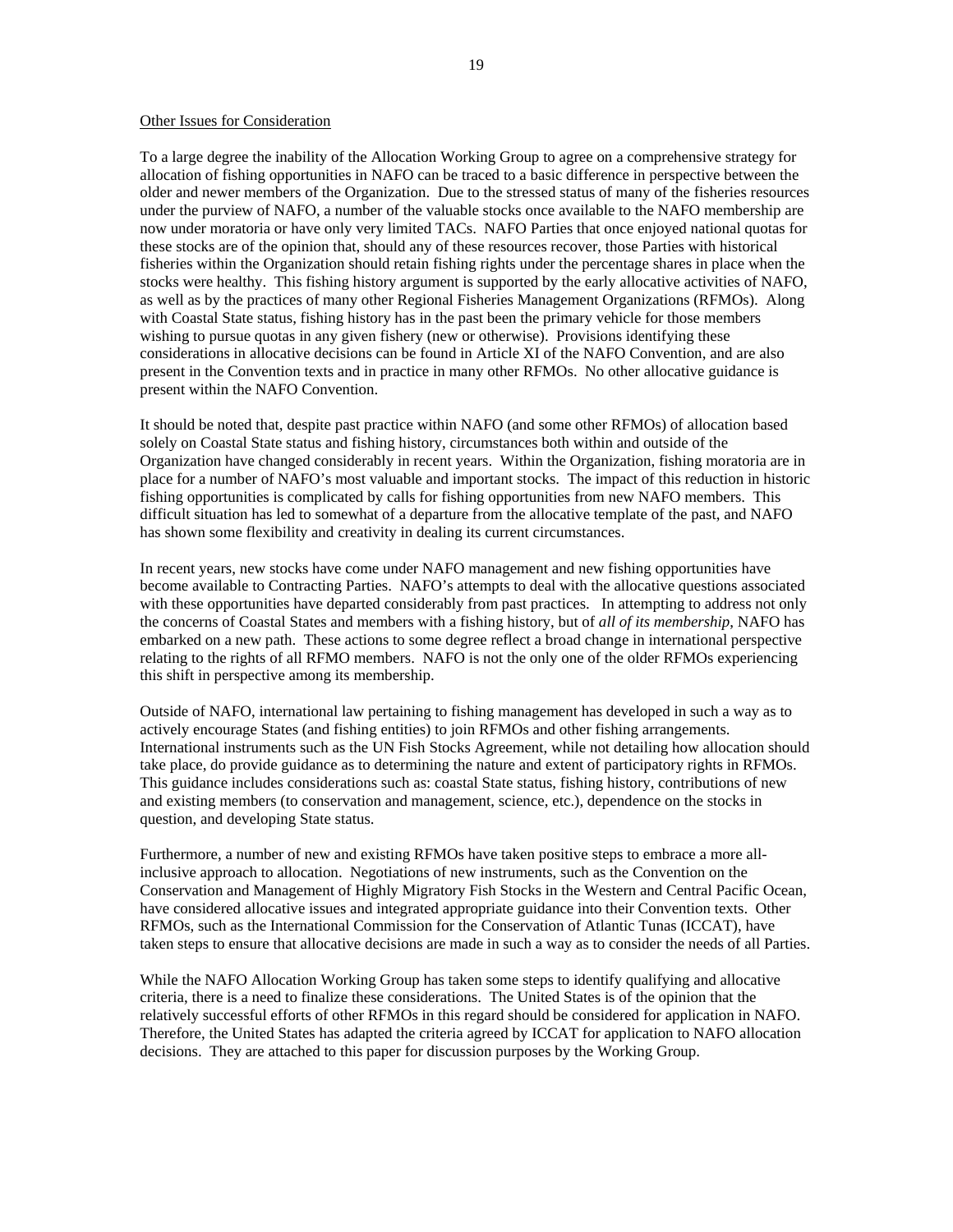Other Issues for Consideration

To a large degree the inability of the Allocation Working Group to agree on a comprehensive strategy for allocation of fishing opportunities in NAFO can be traced to a basic difference in perspective between the older and newer members of the Organization. Due to the stressed status of many of the fisheries resources under the purview of NAFO, a number of the valuable stocks once available to the NAFO membership are now under moratoria or have only very limited TACs. NAFO Parties that once enjoyed national quotas for these stocks are of the opinion that, should any of these resources recover, those Parties with historical fisheries within the Organization should retain fishing rights under the percentage shares in place when the stocks were healthy. This fishing history argument is supported by the early allocative activities of NAFO, as well as by the practices of many other Regional Fisheries Management Organizations (RFMOs). Along with Coastal State status, fishing history has in the past been the primary vehicle for those members wishing to pursue quotas in any given fishery (new or otherwise). Provisions identifying these considerations in allocative decisions can be found in Article XI of the NAFO Convention, and are also present in the Convention texts and in practice in many other RFMOs. No other allocative guidance is present within the NAFO Convention.

It should be noted that, despite past practice within NAFO (and some other RFMOs) of allocation based solely on Coastal State status and fishing history, circumstances both within and outside of the Organization have changed considerably in recent years. Within the Organization, fishing moratoria are in place for a number of NAFO's most valuable and important stocks. The impact of this reduction in historic fishing opportunities is complicated by calls for fishing opportunities from new NAFO members. This difficult situation has led to somewhat of a departure from the allocative template of the past, and NAFO has shown some flexibility and creativity in dealing its current circumstances.

In recent years, new stocks have come under NAFO management and new fishing opportunities have become available to Contracting Parties. NAFO's attempts to deal with the allocative questions associated with these opportunities have departed considerably from past practices. In attempting to address not only the concerns of Coastal States and members with a fishing history, but of *all of its membership*, NAFO has embarked on a new path. These actions to some degree reflect a broad change in international perspective relating to the rights of all RFMO members. NAFO is not the only one of the older RFMOs experiencing this shift in perspective among its membership.

Outside of NAFO, international law pertaining to fishing management has developed in such a way as to actively encourage States (and fishing entities) to join RFMOs and other fishing arrangements. International instruments such as the UN Fish Stocks Agreement, while not detailing how allocation should take place, do provide guidance as to determining the nature and extent of participatory rights in RFMOs. This guidance includes considerations such as: coastal State status, fishing history, contributions of new and existing members (to conservation and management, science, etc.), dependence on the stocks in question, and developing State status.

Furthermore, a number of new and existing RFMOs have taken positive steps to embrace a more all-inclusive approach to allocation. Negotiations of new instruments, such as the Convention on the Conservation and Management of Highly Migratory Fish Stocks in the Western and Central Pacific Ocean, have considered allocative issues and integrated appropriate guidance into their Convention texts. Other RFMOs, such as the International Commission for the Conservation of Atlantic Tunas (ICCAT), have taken steps to ensure that allocative decisions are made in such a way as to consider the needs of all Parties.

While the NAFO Allocation Working Group has taken some steps to identify qualifying and allocative criteria, there is a need to finalize these considerations. The United States is of the opinion that the relatively successful efforts of other RFMOs in this regard should be considered for application in NAFO. Therefore, the United States has adapted the criteria agreed by ICCAT for application to NAFO allocation decisions. They are attached to this paper for discussion purposes by the Working Group.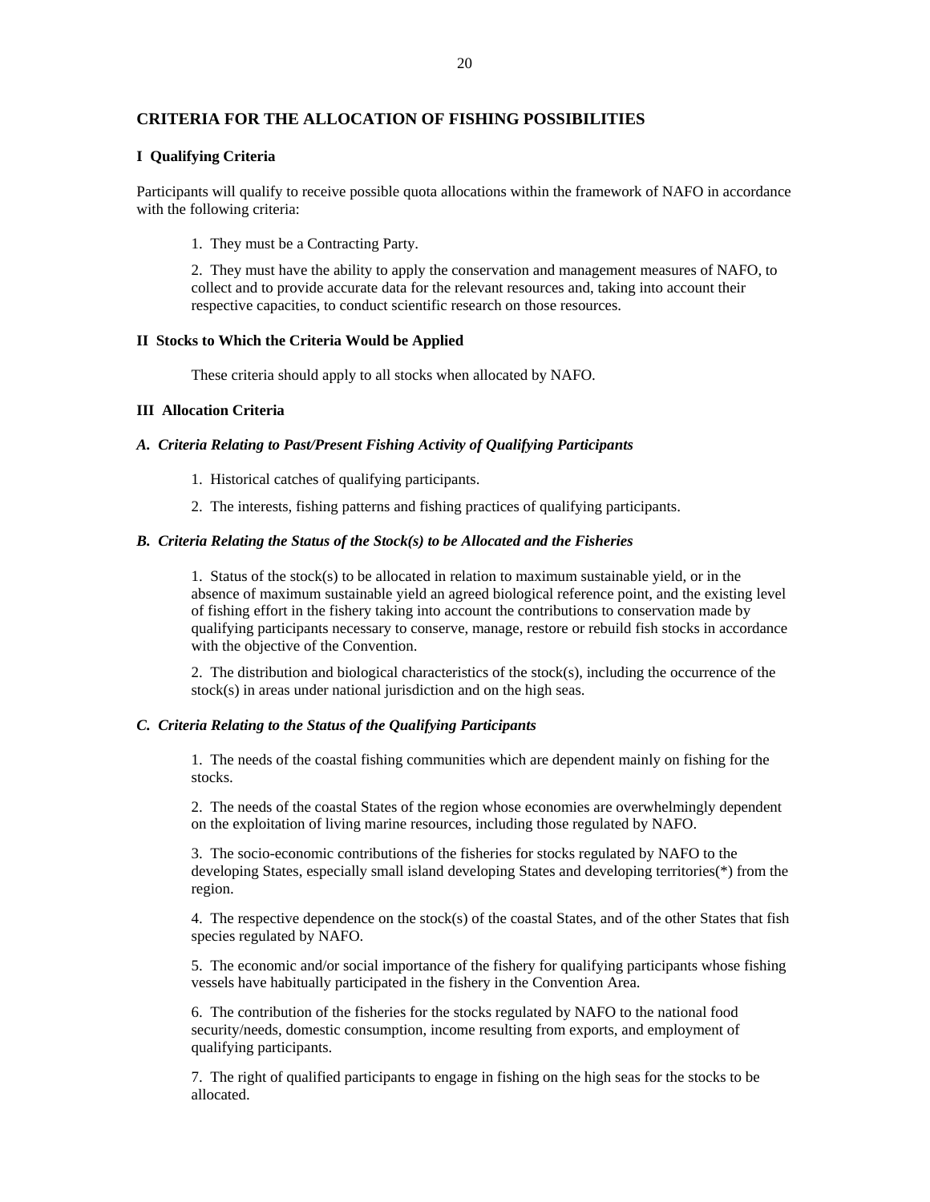## CRITERIA FOR THE ALLOCATION OF FISHING POSSIBILITIES

### I Qualifying Criteria

Participants will qualify to receive possible quota allocations within the framework of NAFO in accordance with the following criteria:

1. They must be a Contracting Party.

2. They must have the ability to apply the conservation and management measures of NAFO, to collect and to provide accurate data for the relevant resources and, taking into account their respective capacities, to conduct scientific research on those resources.

### II Stocks to Which the Criteria Would be Applied

These criteria should apply to all stocks when allocated by NAFO.

### III Allocation Criteria

#### *A. Criteria Relating to Past/Present Fishing Activity of Qualifying Participants*

1. Historical catches of qualifying participants.

2. The interests, fishing patterns and fishing practices of qualifying participants.

#### *B. Criteria Relating the Status of the Stock(s) to be Allocated and the Fisheries*

1. Status of the stock(s) to be allocated in relation to maximum sustainable yield, or in the absence of maximum sustainable yield an agreed biological reference point, and the existing level of fishing effort in the fishery taking into account the contributions to conservation made by qualifying participants necessary to conserve, manage, restore or rebuild fish stocks in accordance with the objective of the Convention.

2. The distribution and biological characteristics of the stock(s), including the occurrence of the stock(s) in areas under national jurisdiction and on the high seas.

#### *C. Criteria Relating to the Status of the Qualifying Participants*

1. The needs of the coastal fishing communities which are dependent mainly on fishing for the stocks.

2. The needs of the coastal States of the region whose economies are overwhelmingly dependent on the exploitation of living marine resources, including those regulated by NAFO.

3. The socio-economic contributions of the fisheries for stocks regulated by NAFO to the developing States, especially small island developing States and developing territories(*) from the region.

4. The respective dependence on the stock(s) of the coastal States, and of the other States that fish species regulated by NAFO.

5. The economic and/or social importance of the fishery for qualifying participants whose fishing vessels have habitually participated in the fishery in the Convention Area.

6. The contribution of the fisheries for the stocks regulated by NAFO to the national food security/needs, domestic consumption, income resulting from exports, and employment of qualifying participants.

7. The right of qualified participants to engage in fishing on the high seas for the stocks to be allocated.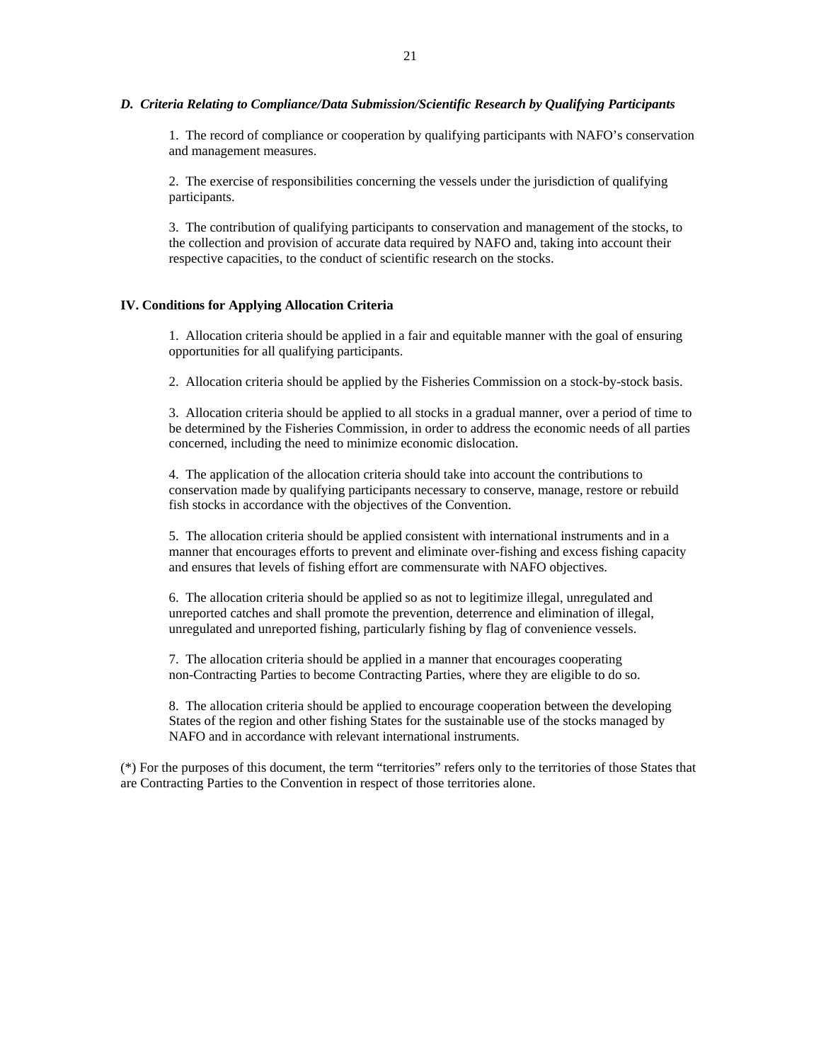***D. Criteria Relating to Compliance/Data Submission/Scientific Research by Qualifying Participants***

1. The record of compliance or cooperation by qualifying participants with NAFO's conservation and management measures.

2. The exercise of responsibilities concerning the vessels under the jurisdiction of qualifying participants.

3. The contribution of qualifying participants to conservation and management of the stocks, to the collection and provision of accurate data required by NAFO and, taking into account their respective capacities, to the conduct of scientific research on the stocks.

**IV. Conditions for Applying Allocation Criteria**

1. Allocation criteria should be applied in a fair and equitable manner with the goal of ensuring opportunities for all qualifying participants.

2. Allocation criteria should be applied by the Fisheries Commission on a stock-by-stock basis.

3. Allocation criteria should be applied to all stocks in a gradual manner, over a period of time to be determined by the Fisheries Commission, in order to address the economic needs of all parties concerned, including the need to minimize economic dislocation.

4. The application of the allocation criteria should take into account the contributions to conservation made by qualifying participants necessary to conserve, manage, restore or rebuild fish stocks in accordance with the objectives of the Convention.

5. The allocation criteria should be applied consistent with international instruments and in a manner that encourages efforts to prevent and eliminate over-fishing and excess fishing capacity and ensures that levels of fishing effort are commensurate with NAFO objectives.

6. The allocation criteria should be applied so as not to legitimize illegal, unregulated and unreported catches and shall promote the prevention, deterrence and elimination of illegal, unregulated and unreported fishing, particularly fishing by flag of convenience vessels.

7. The allocation criteria should be applied in a manner that encourages cooperating non-Contracting Parties to become Contracting Parties, where they are eligible to do so.

8. The allocation criteria should be applied to encourage cooperation between the developing States of the region and other fishing States for the sustainable use of the stocks managed by NAFO and in accordance with relevant international instruments.

(*) For the purposes of this document, the term "territories" refers only to the territories of those States that are Contracting Parties to the Convention in respect of those territories alone.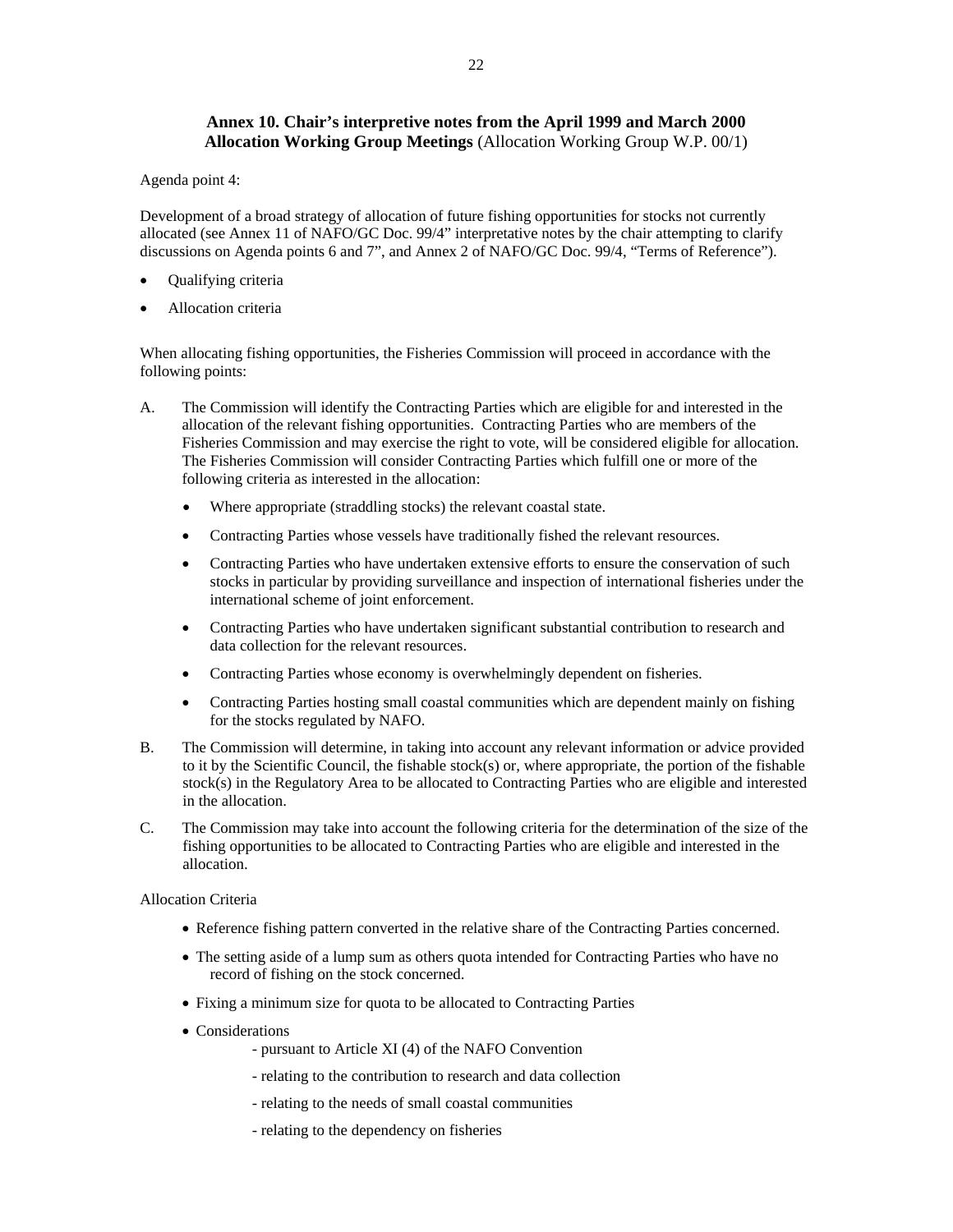## **Annex 10. Chair's interpretive notes from the April 1999 and March 2000 Allocation Working Group Meetings** (Allocation Working Group W.P. 00/1)

Agenda point 4:

Development of a broad strategy of allocation of future fishing opportunities for stocks not currently allocated (see Annex 11 of NAFO/GC Doc. 99/4" interpretative notes by the chair attempting to clarify discussions on Agenda points 6 and 7", and Annex 2 of NAFO/GC Doc. 99/4, "Terms of Reference").

- Qualifying criteria
- Allocation criteria

When allocating fishing opportunities, the Fisheries Commission will proceed in accordance with the following points:

A. The Commission will identify the Contracting Parties which are eligible for and interested in the allocation of the relevant fishing opportunities. Contracting Parties who are members of the Fisheries Commission and may exercise the right to vote, will be considered eligible for allocation. The Fisheries Commission will consider Contracting Parties which fulfill one or more of the following criteria as interested in the allocation:

   - Where appropriate (straddling stocks) the relevant coastal state.
   - Contracting Parties whose vessels have traditionally fished the relevant resources.
   - Contracting Parties who have undertaken extensive efforts to ensure the conservation of such stocks in particular by providing surveillance and inspection of international fisheries under the international scheme of joint enforcement.
   - Contracting Parties who have undertaken significant substantial contribution to research and data collection for the relevant resources.
   - Contracting Parties whose economy is overwhelmingly dependent on fisheries.
   - Contracting Parties hosting small coastal communities which are dependent mainly on fishing for the stocks regulated by NAFO.

B. The Commission will determine, in taking into account any relevant information or advice provided to it by the Scientific Council, the fishable stock(s) or, where appropriate, the portion of the fishable stock(s) in the Regulatory Area to be allocated to Contracting Parties who are eligible and interested in the allocation.

C. The Commission may take into account the following criteria for the determination of the size of the fishing opportunities to be allocated to Contracting Parties who are eligible and interested in the allocation.

Allocation Criteria

- Reference fishing pattern converted in the relative share of the Contracting Parties concerned.
- The setting aside of a lump sum as others quota intended for Contracting Parties who have no record of fishing on the stock concerned.
- Fixing a minimum size for quota to be allocated to Contracting Parties
- Considerations
  - pursuant to Article XI (4) of the NAFO Convention
  - relating to the contribution to research and data collection
  - relating to the needs of small coastal communities
  - relating to the dependency on fisheries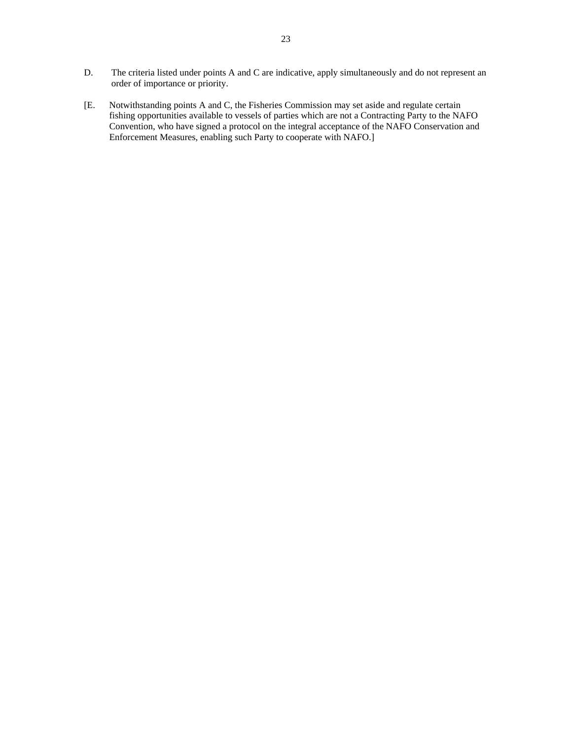D. The criteria listed under points A and C are indicative, apply simultaneously and do not represent an order of importance or priority.

[E. Notwithstanding points A and C, the Fisheries Commission may set aside and regulate certain fishing opportunities available to vessels of parties which are not a Contracting Party to the NAFO Convention, who have signed a protocol on the integral acceptance of the NAFO Conservation and Enforcement Measures, enabling such Party to cooperate with NAFO.]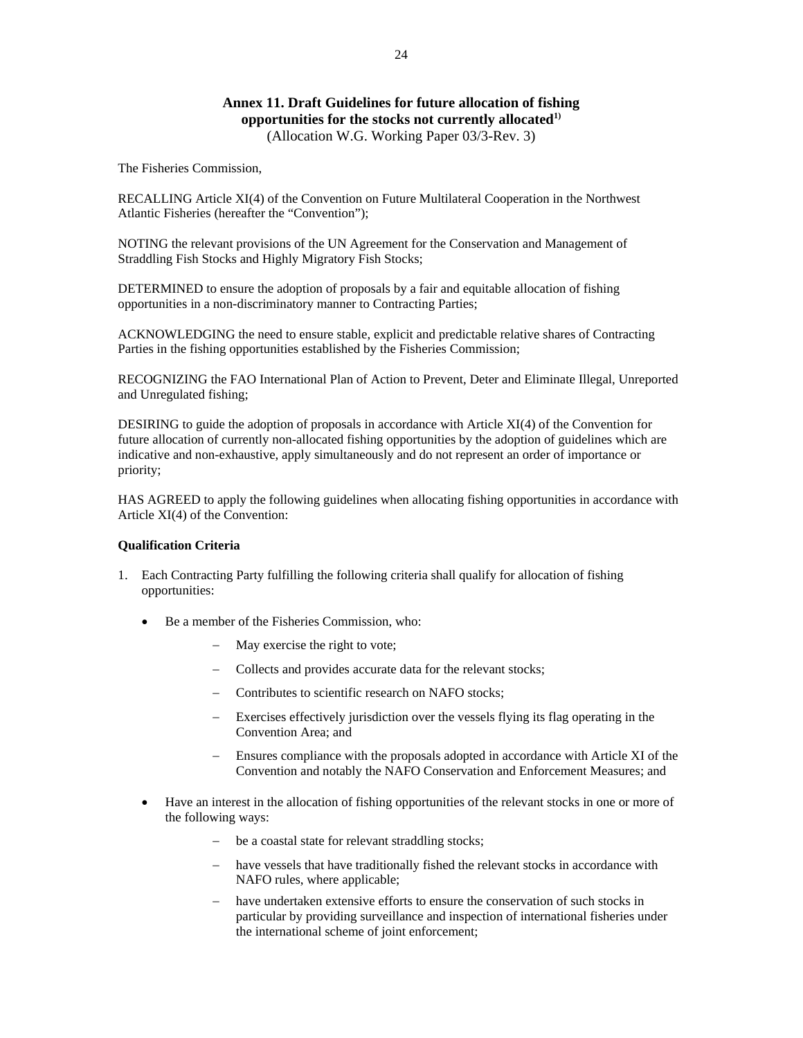## Annex 11. Draft Guidelines for future allocation of fishing opportunities for the stocks not currently allocated[1)]

(Allocation W.G. Working Paper 03/3-Rev. 3)

The Fisheries Commission,

RECALLING Article XI(4) of the Convention on Future Multilateral Cooperation in the Northwest Atlantic Fisheries (hereafter the "Convention");

NOTING the relevant provisions of the UN Agreement for the Conservation and Management of Straddling Fish Stocks and Highly Migratory Fish Stocks;

DETERMINED to ensure the adoption of proposals by a fair and equitable allocation of fishing opportunities in a non-discriminatory manner to Contracting Parties;

ACKNOWLEDGING the need to ensure stable, explicit and predictable relative shares of Contracting Parties in the fishing opportunities established by the Fisheries Commission;

RECOGNIZING the FAO International Plan of Action to Prevent, Deter and Eliminate Illegal, Unreported and Unregulated fishing;

DESIRING to guide the adoption of proposals in accordance with Article XI(4) of the Convention for future allocation of currently non-allocated fishing opportunities by the adoption of guidelines which are indicative and non-exhaustive, apply simultaneously and do not represent an order of importance or priority;

HAS AGREED to apply the following guidelines when allocating fishing opportunities in accordance with Article XI(4) of the Convention:

**Qualification Criteria**

1. Each Contracting Party fulfilling the following criteria shall qualify for allocation of fishing opportunities:

   - Be a member of the Fisheries Commission, who:
     - May exercise the right to vote;
     - Collects and provides accurate data for the relevant stocks;
     - Contributes to scientific research on NAFO stocks;
     - Exercises effectively jurisdiction over the vessels flying its flag operating in the Convention Area; and
     - Ensures compliance with the proposals adopted in accordance with Article XI of the Convention and notably the NAFO Conservation and Enforcement Measures; and
   - Have an interest in the allocation of fishing opportunities of the relevant stocks in one or more of the following ways:
     - be a coastal state for relevant straddling stocks;
     - have vessels that have traditionally fished the relevant stocks in accordance with NAFO rules, where applicable;
     - have undertaken extensive efforts to ensure the conservation of such stocks in particular by providing surveillance and inspection of international fisheries under the international scheme of joint enforcement;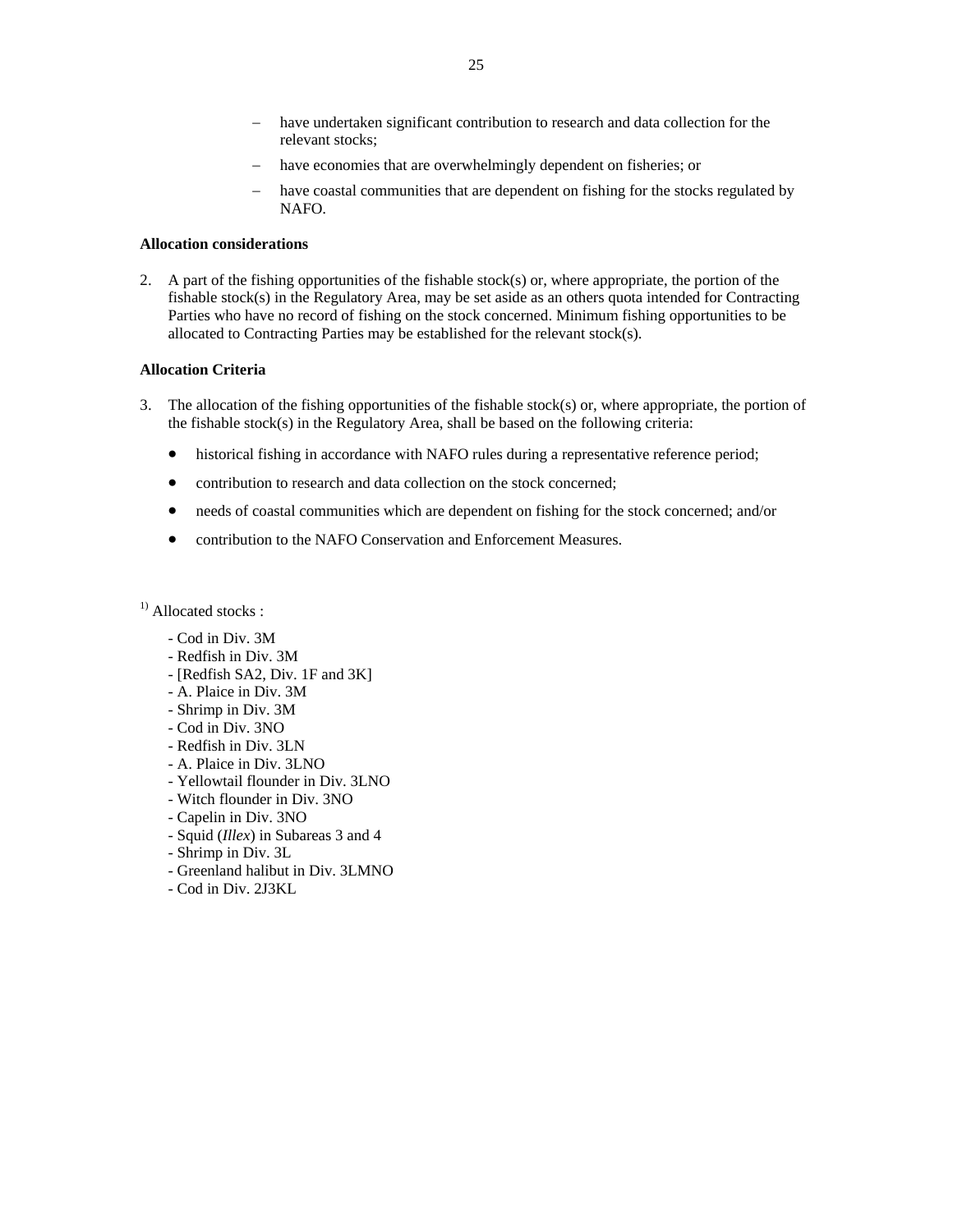- have undertaken significant contribution to research and data collection for the relevant stocks;
- have economies that are overwhelmingly dependent on fisheries; or
- have coastal communities that are dependent on fishing for the stocks regulated by NAFO.

**Allocation considerations**

2. A part of the fishing opportunities of the fishable stock(s) or, where appropriate, the portion of the fishable stock(s) in the Regulatory Area, may be set aside as an others quota intended for Contracting Parties who have no record of fishing on the stock concerned. Minimum fishing opportunities to be allocated to Contracting Parties may be established for the relevant stock(s).

**Allocation Criteria**

3. The allocation of the fishing opportunities of the fishable stock(s) or, where appropriate, the portion of the fishable stock(s) in the Regulatory Area, shall be based on the following criteria:

   - historical fishing in accordance with NAFO rules during a representative reference period;
   - contribution to research and data collection on the stock concerned;
   - needs of coastal communities which are dependent on fishing for the stock concerned; and/or
   - contribution to the NAFO Conservation and Enforcement Measures.

[1)] Allocated stocks :

- Cod in Div. 3M
- Redfish in Div. 3M
- [Redfish SA2, Div. 1F and 3K]
- A. Plaice in Div. 3M
- Shrimp in Div. 3M
- Cod in Div. 3NO
- Redfish in Div. 3LN
- A. Plaice in Div. 3LNO
- Yellowtail flounder in Div. 3LNO
- Witch flounder in Div. 3NO
- Capelin in Div. 3NO
- Squid (*Illex*) in Subareas 3 and 4
- Shrimp in Div. 3L
- Greenland halibut in Div. 3LMNO
- Cod in Div. 2J3KL